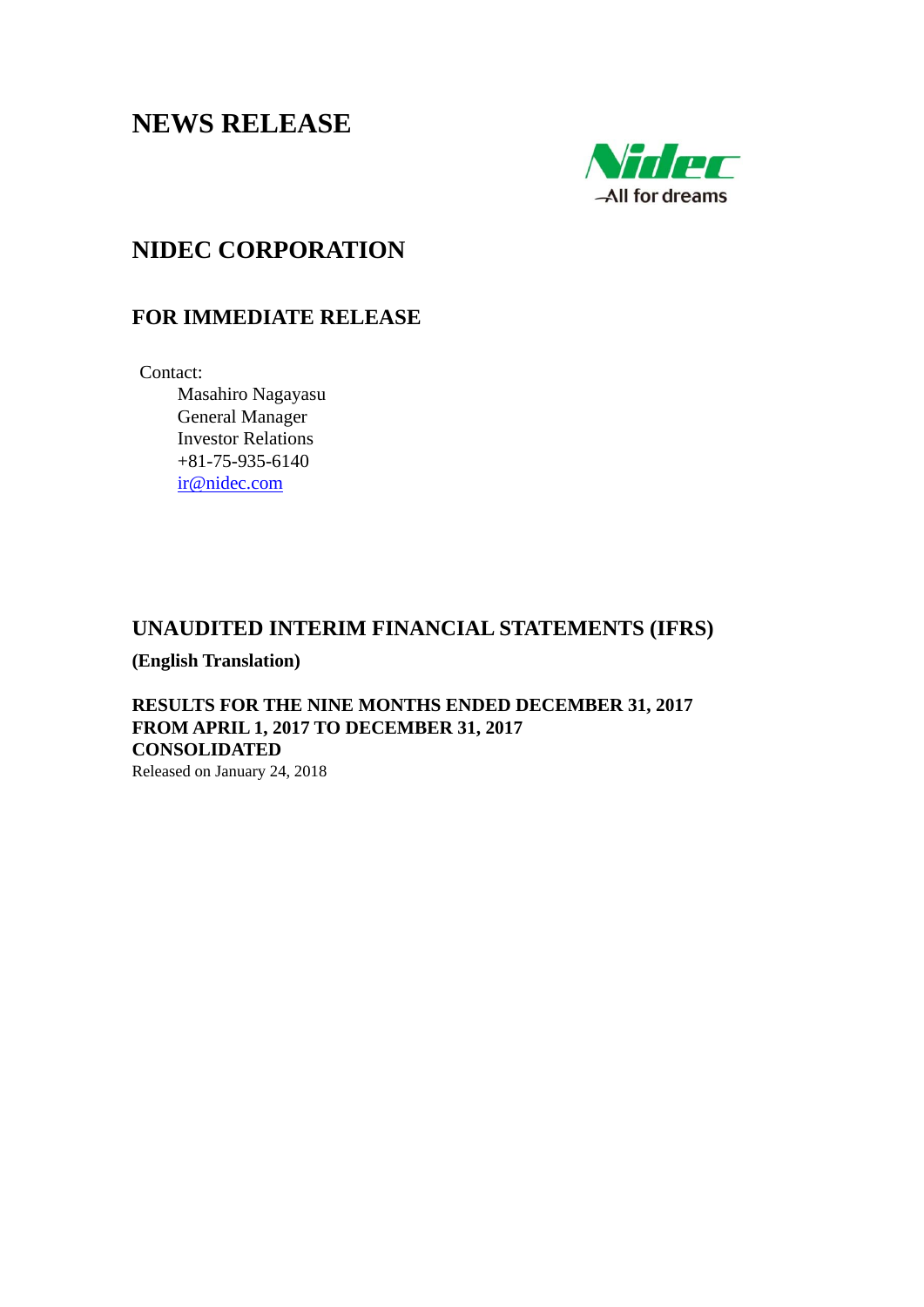# NEWS RELEASE

## NIDEC CORPORATION

### FOR IMMEDIATE RELEASE

Contact:
Masahiro Nagayasu
General Manager
Investor Relations
+81-75-935-6140
ir@nidec.com

## UNAUDITED INTERIM FINANCIAL STATEMENTS (IFRS)

**(English Translation)**

**RESULTS FOR THE NINE MONTHS ENDED DECEMBER 31, 2017**
**FROM APRIL 1, 2017 TO DECEMBER 31, 2017**
**CONSOLIDATED**

Released on January 24, 2018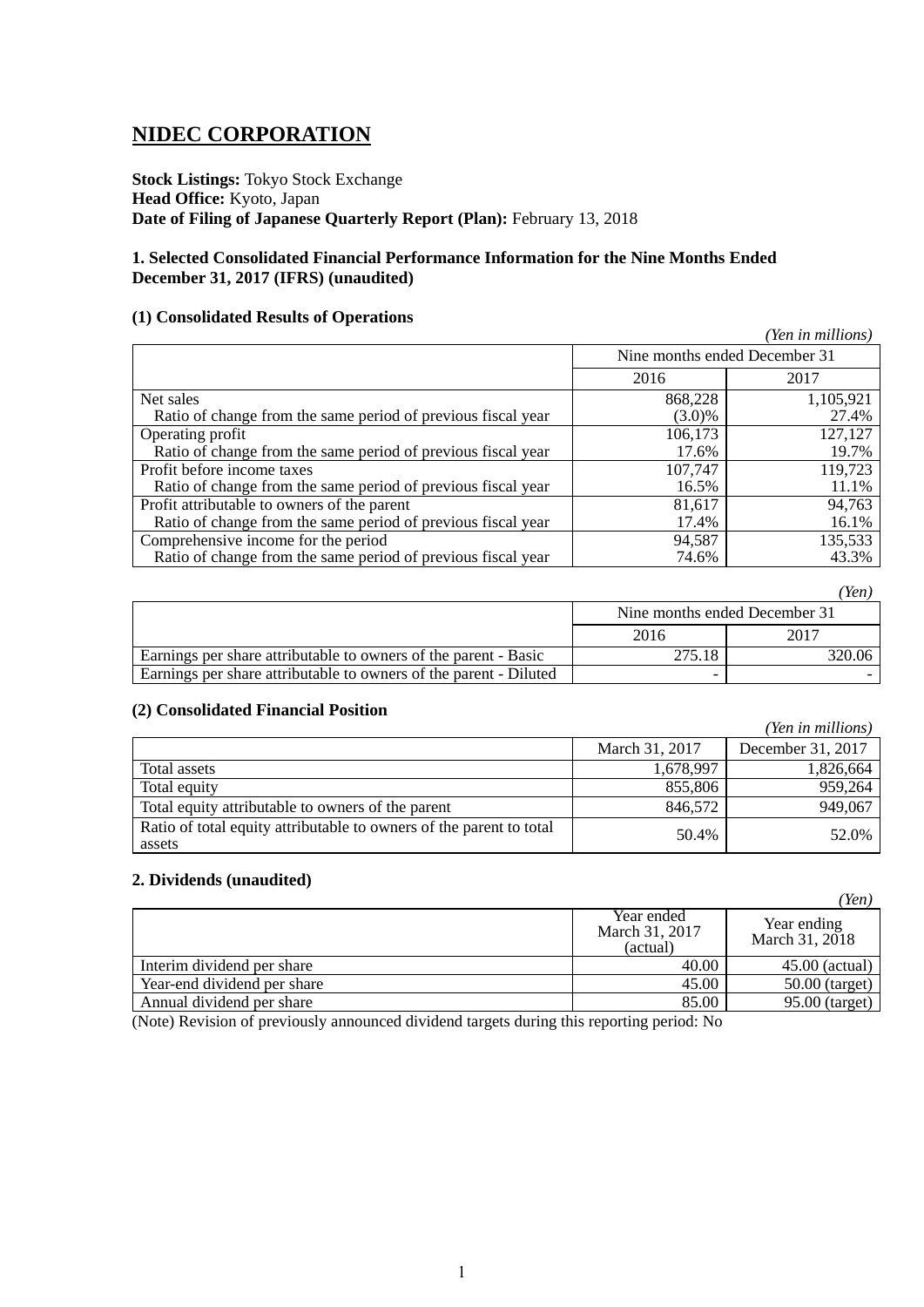# NIDEC CORPORATION

**Stock Listings:** Tokyo Stock Exchange
**Head Office:** Kyoto, Japan
**Date of Filing of Japanese Quarterly Report (Plan):** February 13, 2018

### 1. Selected Consolidated Financial Performance Information for the Nine Months Ended December 31, 2017 (IFRS) (unaudited)

#### (1) Consolidated Results of Operations

*(Yen in millions)*

| | Nine months ended December 31 | |
|---|---|---|
| | 2016 | 2017 |
| Net sales | 868,228 | 1,105,921 |
| Ratio of change from the same period of previous fiscal year | (3.0)% | 27.4% |
| Operating profit | 106,173 | 127,127 |
| Ratio of change from the same period of previous fiscal year | 17.6% | 19.7% |
| Profit before income taxes | 107,747 | 119,723 |
| Ratio of change from the same period of previous fiscal year | 16.5% | 11.1% |
| Profit attributable to owners of the parent | 81,617 | 94,763 |
| Ratio of change from the same period of previous fiscal year | 17.4% | 16.1% |
| Comprehensive income for the period | 94,587 | 135,533 |
| Ratio of change from the same period of previous fiscal year | 74.6% | 43.3% |

*(Yen)*

| | Nine months ended December 31 | |
|---|---|---|
| | 2016 | 2017 |
| Earnings per share attributable to owners of the parent - Basic | 275.18 | 320.06 |
| Earnings per share attributable to owners of the parent - Diluted | - | - |

#### (2) Consolidated Financial Position

*(Yen in millions)*

| | March 31, 2017 | December 31, 2017 |
|---|---|---|
| Total assets | 1,678,997 | 1,826,664 |
| Total equity | 855,806 | 959,264 |
| Total equity attributable to owners of the parent | 846,572 | 949,067 |
| Ratio of total equity attributable to owners of the parent to total assets | 50.4% | 52.0% |

### 2. Dividends (unaudited)

*(Yen)*

| | Year ended March 31, 2017 (actual) | Year ending March 31, 2018 |
|---|---|---|
| Interim dividend per share | 40.00 | 45.00 (actual) |
| Year-end dividend per share | 45.00 | 50.00 (target) |
| Annual dividend per share | 85.00 | 95.00 (target) |

(Note) Revision of previously announced dividend targets during this reporting period: No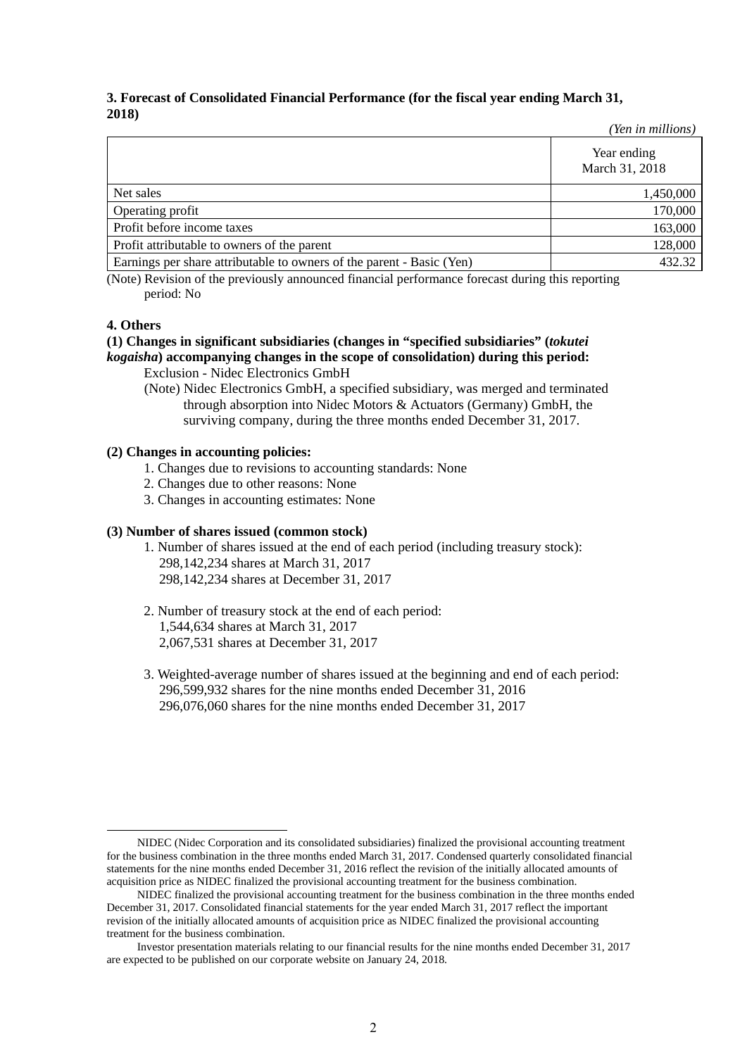### 3. Forecast of Consolidated Financial Performance (for the fiscal year ending March 31, 2018)

*(Yen in millions)*

| | Year ending March 31, 2018 |
|---|---:|
| Net sales | 1,450,000 |
| Operating profit | 170,000 |
| Profit before income taxes | 163,000 |
| Profit attributable to owners of the parent | 128,000 |
| Earnings per share attributable to owners of the parent - Basic (Yen) | 432.32 |

(Note) Revision of the previously announced financial performance forecast during this reporting period: No

### 4. Others

**(1) Changes in significant subsidiaries (changes in "specified subsidiaries" (*tokutei kogaisha*) accompanying changes in the scope of consolidation) during this period:**

Exclusion - Nidec Electronics GmbH

(Note) Nidec Electronics GmbH, a specified subsidiary, was merged and terminated through absorption into Nidec Motors & Actuators (Germany) GmbH, the surviving company, during the three months ended December 31, 2017.

**(2) Changes in accounting policies:**

1. Changes due to revisions to accounting standards: None
2. Changes due to other reasons: None
3. Changes in accounting estimates: None

**(3) Number of shares issued (common stock)**

1. Number of shares issued at the end of each period (including treasury stock):
   298,142,234 shares at March 31, 2017
   298,142,234 shares at December 31, 2017

2. Number of treasury stock at the end of each period:
   1,544,634 shares at March 31, 2017
   2,067,531 shares at December 31, 2017

3. Weighted-average number of shares issued at the beginning and end of each period:
   296,599,932 shares for the nine months ended December 31, 2016
   296,076,060 shares for the nine months ended December 31, 2017

---

NIDEC (Nidec Corporation and its consolidated subsidiaries) finalized the provisional accounting treatment for the business combination in the three months ended March 31, 2017. Condensed quarterly consolidated financial statements for the nine months ended December 31, 2016 reflect the revision of the initially allocated amounts of acquisition price as NIDEC finalized the provisional accounting treatment for the business combination.

NIDEC finalized the provisional accounting treatment for the business combination in the three months ended December 31, 2017. Consolidated financial statements for the year ended March 31, 2017 reflect the important revision of the initially allocated amounts of acquisition price as NIDEC finalized the provisional accounting treatment for the business combination.

Investor presentation materials relating to our financial results for the nine months ended December 31, 2017 are expected to be published on our corporate website on January 24, 2018.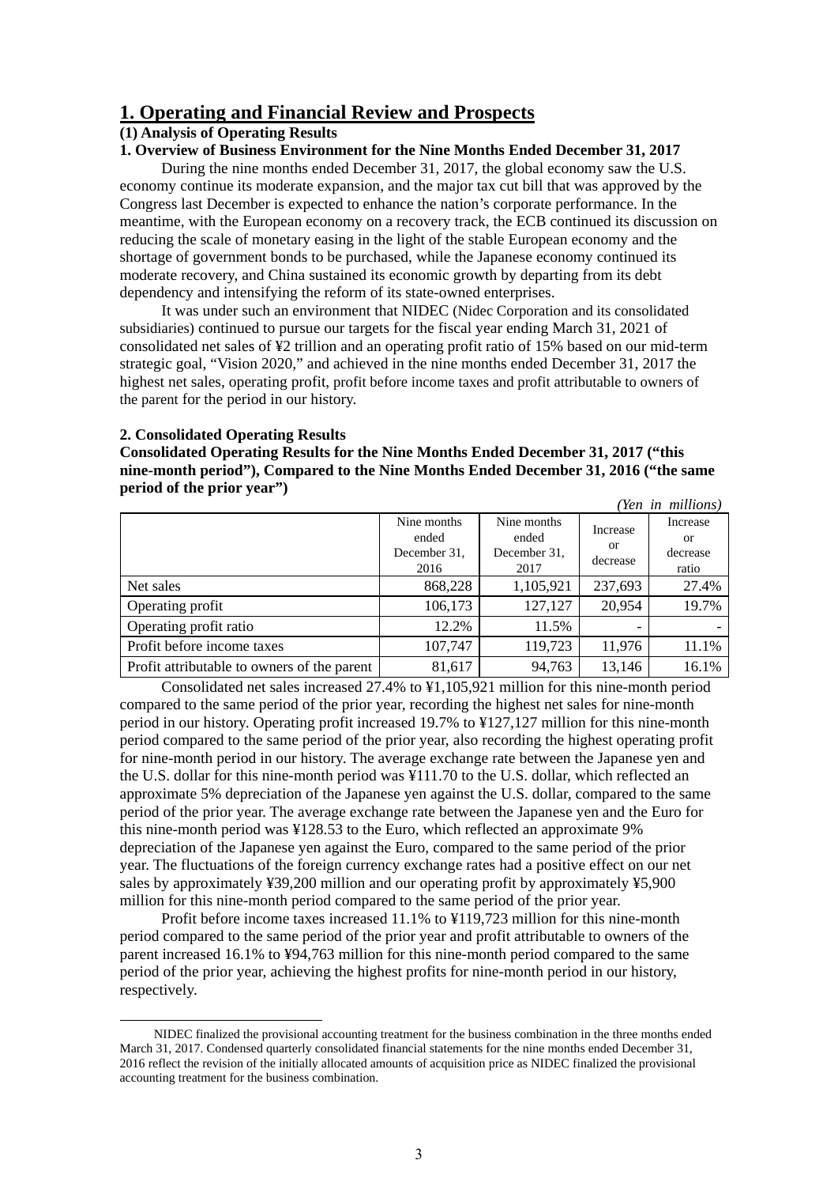# 1. Operating and Financial Review and Prospects

### (1) Analysis of Operating Results

### 1. Overview of Business Environment for the Nine Months Ended December 31, 2017

During the nine months ended December 31, 2017, the global economy saw the U.S. economy continue its moderate expansion, and the major tax cut bill that was approved by the Congress last December is expected to enhance the nation's corporate performance. In the meantime, with the European economy on a recovery track, the ECB continued its discussion on reducing the scale of monetary easing in the light of the stable European economy and the shortage of government bonds to be purchased, while the Japanese economy continued its moderate recovery, and China sustained its economic growth by departing from its debt dependency and intensifying the reform of its state-owned enterprises.

It was under such an environment that NIDEC (Nidec Corporation and its consolidated subsidiaries) continued to pursue our targets for the fiscal year ending March 31, 2021 of consolidated net sales of ¥2 trillion and an operating profit ratio of 15% based on our mid-term strategic goal, "Vision 2020," and achieved in the nine months ended December 31, 2017 the highest net sales, operating profit, profit before income taxes and profit attributable to owners of the parent for the period in our history.

### 2. Consolidated Operating Results

**Consolidated Operating Results for the Nine Months Ended December 31, 2017 ("this nine-month period"), Compared to the Nine Months Ended December 31, 2016 ("the same period of the prior year")**

*(Yen in millions)*

| | Nine months ended December 31, 2016 | Nine months ended December 31, 2017 | Increase or decrease | Increase or decrease ratio |
|---|---|---|---|---|
| Net sales | 868,228 | 1,105,921 | 237,693 | 27.4% |
| Operating profit | 106,173 | 127,127 | 20,954 | 19.7% |
| Operating profit ratio | 12.2% | 11.5% | - | - |
| Profit before income taxes | 107,747 | 119,723 | 11,976 | 11.1% |
| Profit attributable to owners of the parent | 81,617 | 94,763 | 13,146 | 16.1% |

Consolidated net sales increased 27.4% to ¥1,105,921 million for this nine-month period compared to the same period of the prior year, recording the highest net sales for nine-month period in our history. Operating profit increased 19.7% to ¥127,127 million for this nine-month period compared to the same period of the prior year, also recording the highest operating profit for nine-month period in our history. The average exchange rate between the Japanese yen and the U.S. dollar for this nine-month period was ¥111.70 to the U.S. dollar, which reflected an approximate 5% depreciation of the Japanese yen against the U.S. dollar, compared to the same period of the prior year. The average exchange rate between the Japanese yen and the Euro for this nine-month period was ¥128.53 to the Euro, which reflected an approximate 9% depreciation of the Japanese yen against the Euro, compared to the same period of the prior year. The fluctuations of the foreign currency exchange rates had a positive effect on our net sales by approximately ¥39,200 million and our operating profit by approximately ¥5,900 million for this nine-month period compared to the same period of the prior year.

Profit before income taxes increased 11.1% to ¥119,723 million for this nine-month period compared to the same period of the prior year and profit attributable to owners of the parent increased 16.1% to ¥94,763 million for this nine-month period compared to the same period of the prior year, achieving the highest profits for nine-month period in our history, respectively.

---

NIDEC finalized the provisional accounting treatment for the business combination in the three months ended March 31, 2017. Condensed quarterly consolidated financial statements for the nine months ended December 31, 2016 reflect the revision of the initially allocated amounts of acquisition price as NIDEC finalized the provisional accounting treatment for the business combination.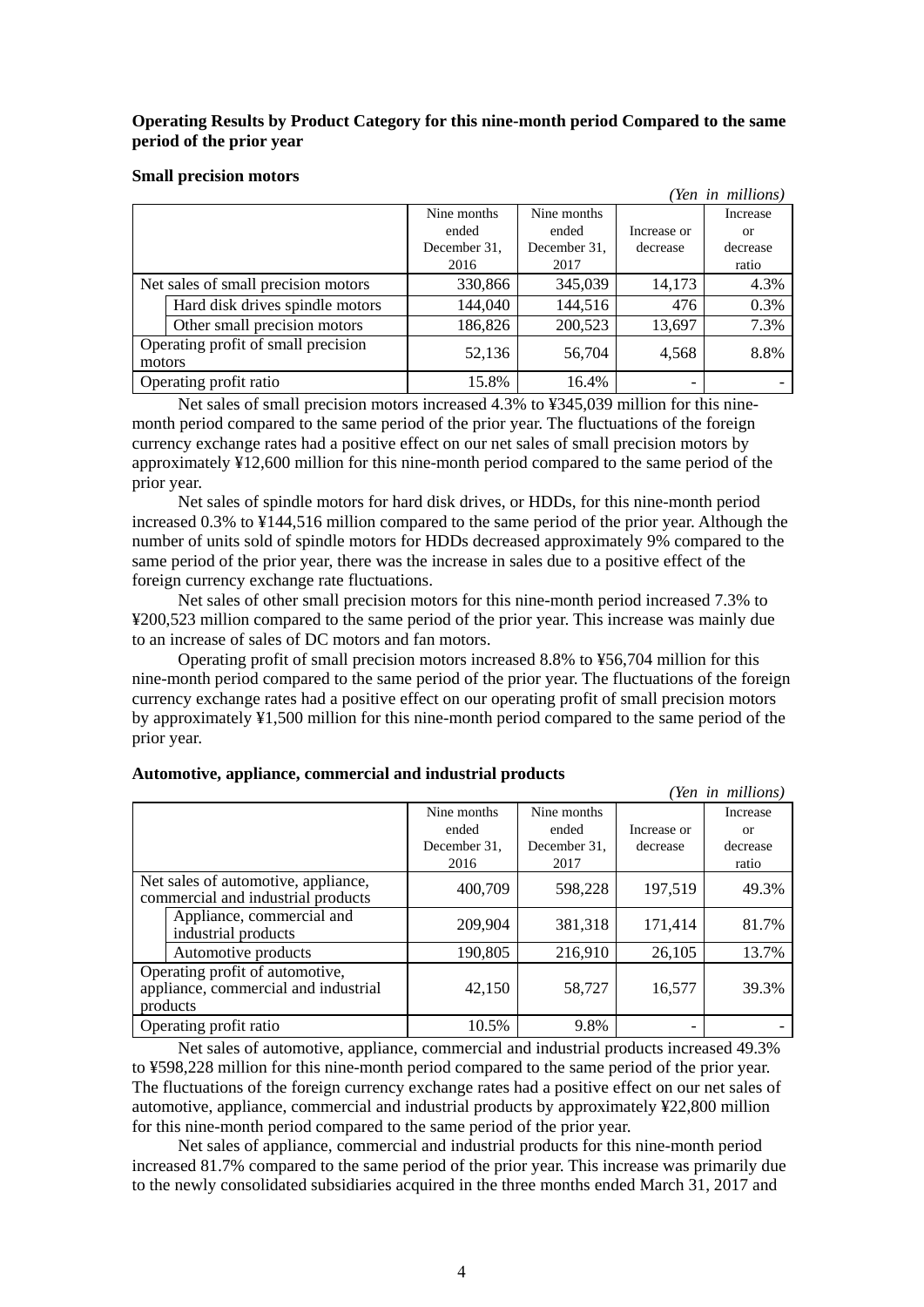**Operating Results by Product Category for this nine-month period Compared to the same period of the prior year**

**Small precision motors**

*(Yen in millions)*

| | Nine months ended December 31, 2016 | Nine months ended December 31, 2017 | Increase or decrease | Increase or decrease ratio |
|---|---|---|---|---|
| Net sales of small precision motors | 330,866 | 345,039 | 14,173 | 4.3% |
| Hard disk drives spindle motors | 144,040 | 144,516 | 476 | 0.3% |
| Other small precision motors | 186,826 | 200,523 | 13,697 | 7.3% |
| Operating profit of small precision motors | 52,136 | 56,704 | 4,568 | 8.8% |
| Operating profit ratio | 15.8% | 16.4% | - | - |

Net sales of small precision motors increased 4.3% to ¥345,039 million for this nine-month period compared to the same period of the prior year. The fluctuations of the foreign currency exchange rates had a positive effect on our net sales of small precision motors by approximately ¥12,600 million for this nine-month period compared to the same period of the prior year.

Net sales of spindle motors for hard disk drives, or HDDs, for this nine-month period increased 0.3% to ¥144,516 million compared to the same period of the prior year. Although the number of units sold of spindle motors for HDDs decreased approximately 9% compared to the same period of the prior year, there was the increase in sales due to a positive effect of the foreign currency exchange rate fluctuations.

Net sales of other small precision motors for this nine-month period increased 7.3% to ¥200,523 million compared to the same period of the prior year. This increase was mainly due to an increase of sales of DC motors and fan motors.

Operating profit of small precision motors increased 8.8% to ¥56,704 million for this nine-month period compared to the same period of the prior year. The fluctuations of the foreign currency exchange rates had a positive effect on our operating profit of small precision motors by approximately ¥1,500 million for this nine-month period compared to the same period of the prior year.

**Automotive, appliance, commercial and industrial products**

*(Yen in millions)*

| | Nine months ended December 31, 2016 | Nine months ended December 31, 2017 | Increase or decrease | Increase or decrease ratio |
|---|---|---|---|---|
| Net sales of automotive, appliance, commercial and industrial products | 400,709 | 598,228 | 197,519 | 49.3% |
| Appliance, commercial and industrial products | 209,904 | 381,318 | 171,414 | 81.7% |
| Automotive products | 190,805 | 216,910 | 26,105 | 13.7% |
| Operating profit of automotive, appliance, commercial and industrial products | 42,150 | 58,727 | 16,577 | 39.3% |
| Operating profit ratio | 10.5% | 9.8% | - | - |

Net sales of automotive, appliance, commercial and industrial products increased 49.3% to ¥598,228 million for this nine-month period compared to the same period of the prior year. The fluctuations of the foreign currency exchange rates had a positive effect on our net sales of automotive, appliance, commercial and industrial products by approximately ¥22,800 million for this nine-month period compared to the same period of the prior year.

Net sales of appliance, commercial and industrial products for this nine-month period increased 81.7% compared to the same period of the prior year. This increase was primarily due to the newly consolidated subsidiaries acquired in the three months ended March 31, 2017 and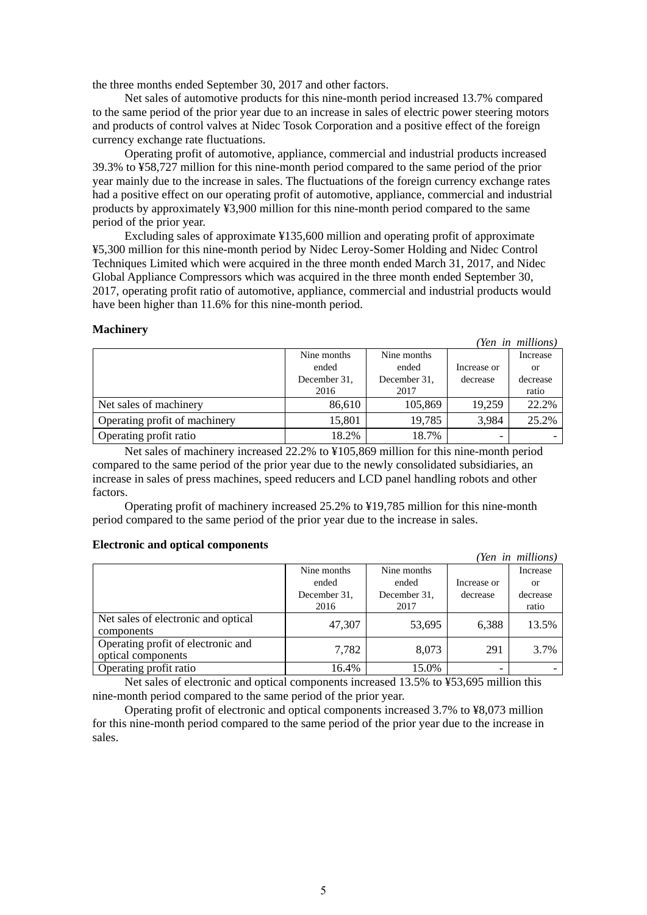the three months ended September 30, 2017 and other factors.

Net sales of automotive products for this nine-month period increased 13.7% compared to the same period of the prior year due to an increase in sales of electric power steering motors and products of control valves at Nidec Tosok Corporation and a positive effect of the foreign currency exchange rate fluctuations.

Operating profit of automotive, appliance, commercial and industrial products increased 39.3% to ¥58,727 million for this nine-month period compared to the same period of the prior year mainly due to the increase in sales. The fluctuations of the foreign currency exchange rates had a positive effect on our operating profit of automotive, appliance, commercial and industrial products by approximately ¥3,900 million for this nine-month period compared to the same period of the prior year.

Excluding sales of approximate ¥135,600 million and operating profit of approximate ¥5,300 million for this nine-month period by Nidec Leroy-Somer Holding and Nidec Control Techniques Limited which were acquired in the three month ended March 31, 2017, and Nidec Global Appliance Compressors which was acquired in the three month ended September 30, 2017, operating profit ratio of automotive, appliance, commercial and industrial products would have been higher than 11.6% for this nine-month period.

**Machinery**

*(Yen in millions)*

| | Nine months ended December 31, 2016 | Nine months ended December 31, 2017 | Increase or decrease | Increase or decrease ratio |
|---|---|---|---|---|
| Net sales of machinery | 86,610 | 105,869 | 19,259 | 22.2% |
| Operating profit of machinery | 15,801 | 19,785 | 3,984 | 25.2% |
| Operating profit ratio | 18.2% | 18.7% | - | - |

Net sales of machinery increased 22.2% to ¥105,869 million for this nine-month period compared to the same period of the prior year due to the newly consolidated subsidiaries, an increase in sales of press machines, speed reducers and LCD panel handling robots and other factors.

Operating profit of machinery increased 25.2% to ¥19,785 million for this nine-month period compared to the same period of the prior year due to the increase in sales.

**Electronic and optical components**

*(Yen in millions)*

| | Nine months ended December 31, 2016 | Nine months ended December 31, 2017 | Increase or decrease | Increase or decrease ratio |
|---|---|---|---|---|
| Net sales of electronic and optical components | 47,307 | 53,695 | 6,388 | 13.5% |
| Operating profit of electronic and optical components | 7,782 | 8,073 | 291 | 3.7% |
| Operating profit ratio | 16.4% | 15.0% | - | - |

Net sales of electronic and optical components increased 13.5% to ¥53,695 million this nine-month period compared to the same period of the prior year.

Operating profit of electronic and optical components increased 3.7% to ¥8,073 million for this nine-month period compared to the same period of the prior year due to the increase in sales.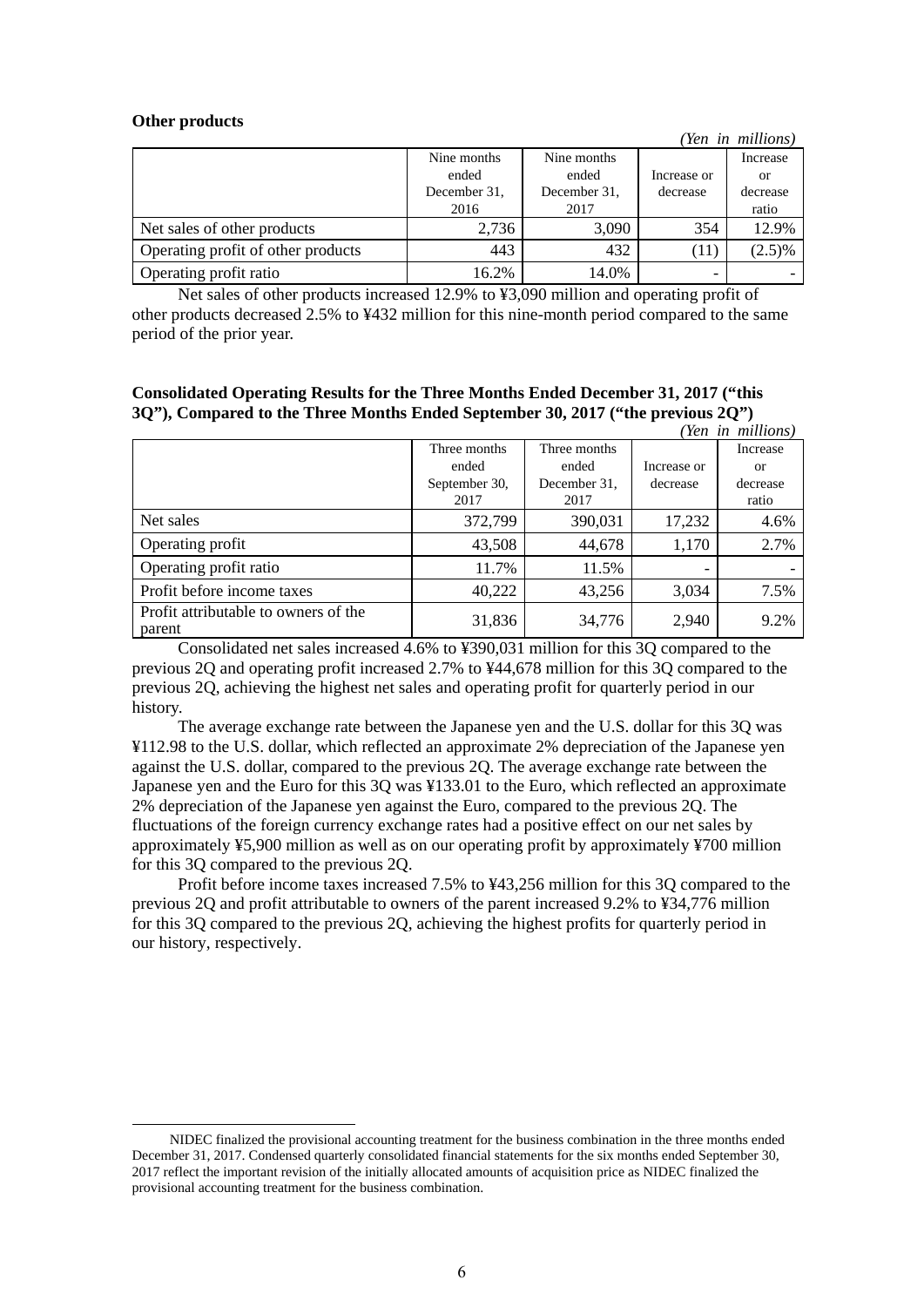**Other products**

*(Yen in millions)*

| | Nine months ended December 31, 2016 | Nine months ended December 31, 2017 | Increase or decrease | Increase or decrease ratio |
|---|---|---|---|---|
| Net sales of other products | 2,736 | 3,090 | 354 | 12.9% |
| Operating profit of other products | 443 | 432 | (11) | (2.5)% |
| Operating profit ratio | 16.2% | 14.0% | - | - |

Net sales of other products increased 12.9% to ¥3,090 million and operating profit of other products decreased 2.5% to ¥432 million for this nine-month period compared to the same period of the prior year.

**Consolidated Operating Results for the Three Months Ended December 31, 2017 ("this 3Q"), Compared to the Three Months Ended September 30, 2017 ("the previous 2Q")**

*(Yen in millions)*

| | Three months ended September 30, 2017 | Three months ended December 31, 2017 | Increase or decrease | Increase or decrease ratio |
|---|---|---|---|---|
| Net sales | 372,799 | 390,031 | 17,232 | 4.6% |
| Operating profit | 43,508 | 44,678 | 1,170 | 2.7% |
| Operating profit ratio | 11.7% | 11.5% | - | - |
| Profit before income taxes | 40,222 | 43,256 | 3,034 | 7.5% |
| Profit attributable to owners of the parent | 31,836 | 34,776 | 2,940 | 9.2% |

Consolidated net sales increased 4.6% to ¥390,031 million for this 3Q compared to the previous 2Q and operating profit increased 2.7% to ¥44,678 million for this 3Q compared to the previous 2Q, achieving the highest net sales and operating profit for quarterly period in our history.

The average exchange rate between the Japanese yen and the U.S. dollar for this 3Q was ¥112.98 to the U.S. dollar, which reflected an approximate 2% depreciation of the Japanese yen against the U.S. dollar, compared to the previous 2Q. The average exchange rate between the Japanese yen and the Euro for this 3Q was ¥133.01 to the Euro, which reflected an approximate 2% depreciation of the Japanese yen against the Euro, compared to the previous 2Q. The fluctuations of the foreign currency exchange rates had a positive effect on our net sales by approximately ¥5,900 million as well as on our operating profit by approximately ¥700 million for this 3Q compared to the previous 2Q.

Profit before income taxes increased 7.5% to ¥43,256 million for this 3Q compared to the previous 2Q and profit attributable to owners of the parent increased 9.2% to ¥34,776 million for this 3Q compared to the previous 2Q, achieving the highest profits for quarterly period in our history, respectively.

---

NIDEC finalized the provisional accounting treatment for the business combination in the three months ended December 31, 2017. Condensed quarterly consolidated financial statements for the six months ended September 30, 2017 reflect the important revision of the initially allocated amounts of acquisition price as NIDEC finalized the provisional accounting treatment for the business combination.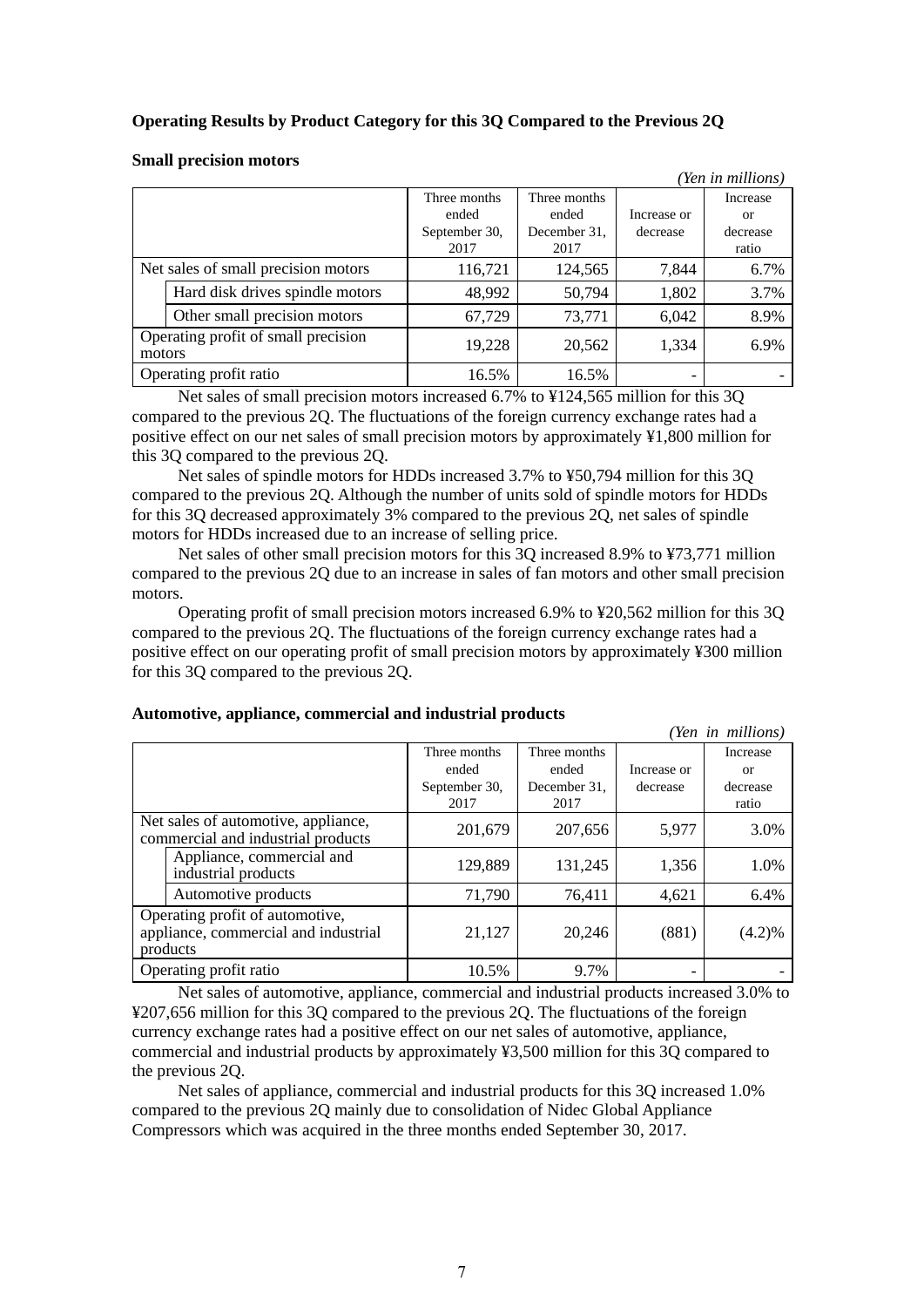**Operating Results by Product Category for this 3Q Compared to the Previous 2Q**

**Small precision motors**

*(Yen in millions)*

| | Three months ended September 30, 2017 | Three months ended December 31, 2017 | Increase or decrease | Increase or decrease ratio |
|---|---|---|---|---|
| Net sales of small precision motors | 116,721 | 124,565 | 7,844 | 6.7% |
| Hard disk drives spindle motors | 48,992 | 50,794 | 1,802 | 3.7% |
| Other small precision motors | 67,729 | 73,771 | 6,042 | 8.9% |
| Operating profit of small precision motors | 19,228 | 20,562 | 1,334 | 6.9% |
| Operating profit ratio | 16.5% | 16.5% | - | - |

Net sales of small precision motors increased 6.7% to ¥124,565 million for this 3Q compared to the previous 2Q. The fluctuations of the foreign currency exchange rates had a positive effect on our net sales of small precision motors by approximately ¥1,800 million for this 3Q compared to the previous 2Q.

Net sales of spindle motors for HDDs increased 3.7% to ¥50,794 million for this 3Q compared to the previous 2Q. Although the number of units sold of spindle motors for HDDs for this 3Q decreased approximately 3% compared to the previous 2Q, net sales of spindle motors for HDDs increased due to an increase of selling price.

Net sales of other small precision motors for this 3Q increased 8.9% to ¥73,771 million compared to the previous 2Q due to an increase in sales of fan motors and other small precision motors.

Operating profit of small precision motors increased 6.9% to ¥20,562 million for this 3Q compared to the previous 2Q. The fluctuations of the foreign currency exchange rates had a positive effect on our operating profit of small precision motors by approximately ¥300 million for this 3Q compared to the previous 2Q.

**Automotive, appliance, commercial and industrial products**

*(Yen in millions)*

| | Three months ended September 30, 2017 | Three months ended December 31, 2017 | Increase or decrease | Increase or decrease ratio |
|---|---|---|---|---|
| Net sales of automotive, appliance, commercial and industrial products | 201,679 | 207,656 | 5,977 | 3.0% |
| Appliance, commercial and industrial products | 129,889 | 131,245 | 1,356 | 1.0% |
| Automotive products | 71,790 | 76,411 | 4,621 | 6.4% |
| Operating profit of automotive, appliance, commercial and industrial products | 21,127 | 20,246 | (881) | (4.2)% |
| Operating profit ratio | 10.5% | 9.7% | - | - |

Net sales of automotive, appliance, commercial and industrial products increased 3.0% to ¥207,656 million for this 3Q compared to the previous 2Q. The fluctuations of the foreign currency exchange rates had a positive effect on our net sales of automotive, appliance, commercial and industrial products by approximately ¥3,500 million for this 3Q compared to the previous 2Q.

Net sales of appliance, commercial and industrial products for this 3Q increased 1.0% compared to the previous 2Q mainly due to consolidation of Nidec Global Appliance Compressors which was acquired in the three months ended September 30, 2017.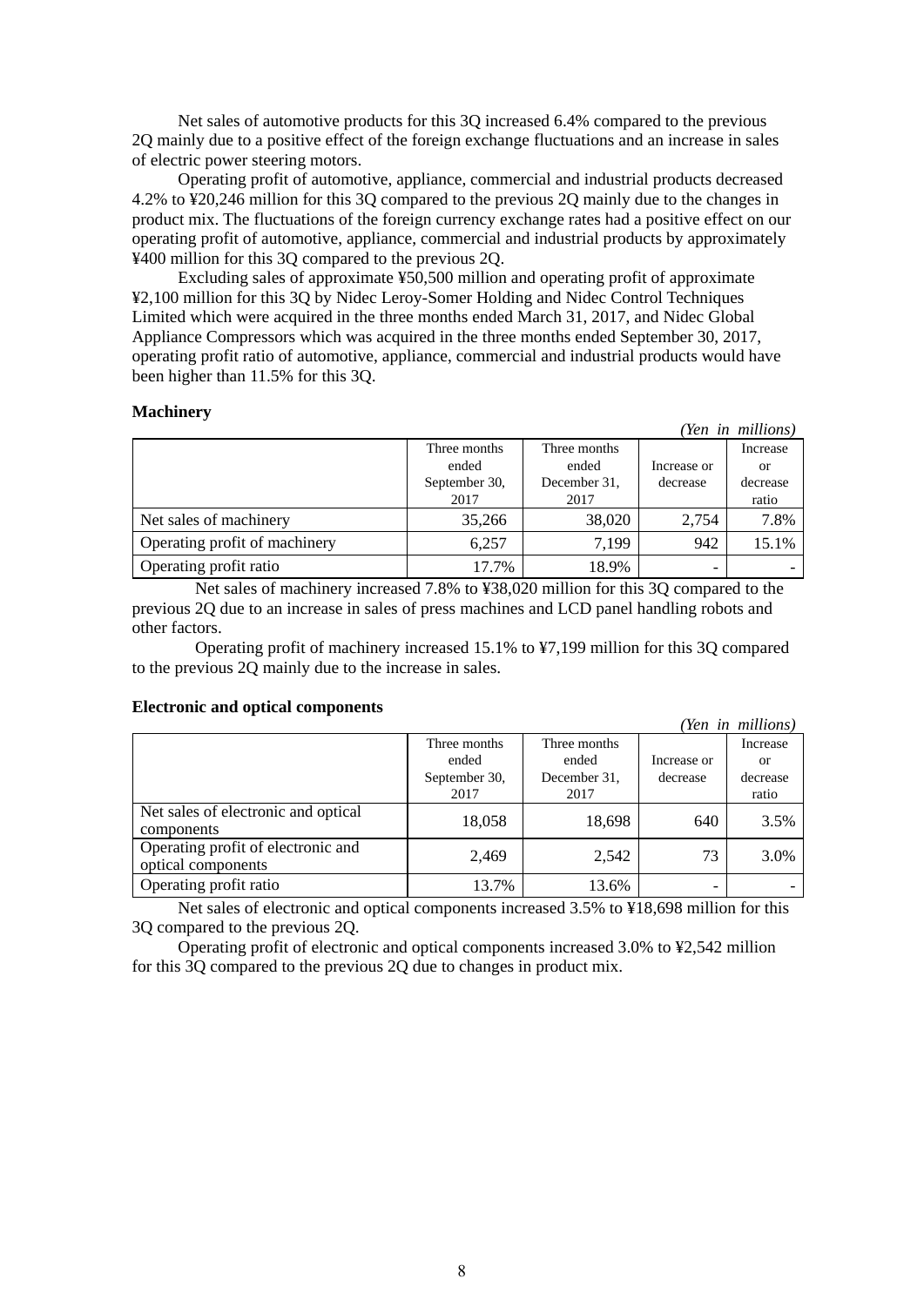Net sales of automotive products for this 3Q increased 6.4% compared to the previous 2Q mainly due to a positive effect of the foreign exchange fluctuations and an increase in sales of electric power steering motors.

Operating profit of automotive, appliance, commercial and industrial products decreased 4.2% to ¥20,246 million for this 3Q compared to the previous 2Q mainly due to the changes in product mix. The fluctuations of the foreign currency exchange rates had a positive effect on our operating profit of automotive, appliance, commercial and industrial products by approximately ¥400 million for this 3Q compared to the previous 2Q.

Excluding sales of approximate ¥50,500 million and operating profit of approximate ¥2,100 million for this 3Q by Nidec Leroy-Somer Holding and Nidec Control Techniques Limited which were acquired in the three months ended March 31, 2017, and Nidec Global Appliance Compressors which was acquired in the three months ended September 30, 2017, operating profit ratio of automotive, appliance, commercial and industrial products would have been higher than 11.5% for this 3Q.

**Machinery**

*(Yen in millions)*

| | Three months ended September 30, 2017 | Three months ended December 31, 2017 | Increase or decrease | Increase or decrease ratio |
|---|---|---|---|---|
| Net sales of machinery | 35,266 | 38,020 | 2,754 | 7.8% |
| Operating profit of machinery | 6,257 | 7,199 | 942 | 15.1% |
| Operating profit ratio | 17.7% | 18.9% | - | - |

Net sales of machinery increased 7.8% to ¥38,020 million for this 3Q compared to the previous 2Q due to an increase in sales of press machines and LCD panel handling robots and other factors.

Operating profit of machinery increased 15.1% to ¥7,199 million for this 3Q compared to the previous 2Q mainly due to the increase in sales.

**Electronic and optical components**

*(Yen in millions)*

| | Three months ended September 30, 2017 | Three months ended December 31, 2017 | Increase or decrease | Increase or decrease ratio |
|---|---|---|---|---|
| Net sales of electronic and optical components | 18,058 | 18,698 | 640 | 3.5% |
| Operating profit of electronic and optical components | 2,469 | 2,542 | 73 | 3.0% |
| Operating profit ratio | 13.7% | 13.6% | - | - |

Net sales of electronic and optical components increased 3.5% to ¥18,698 million for this 3Q compared to the previous 2Q.

Operating profit of electronic and optical components increased 3.0% to ¥2,542 million for this 3Q compared to the previous 2Q due to changes in product mix.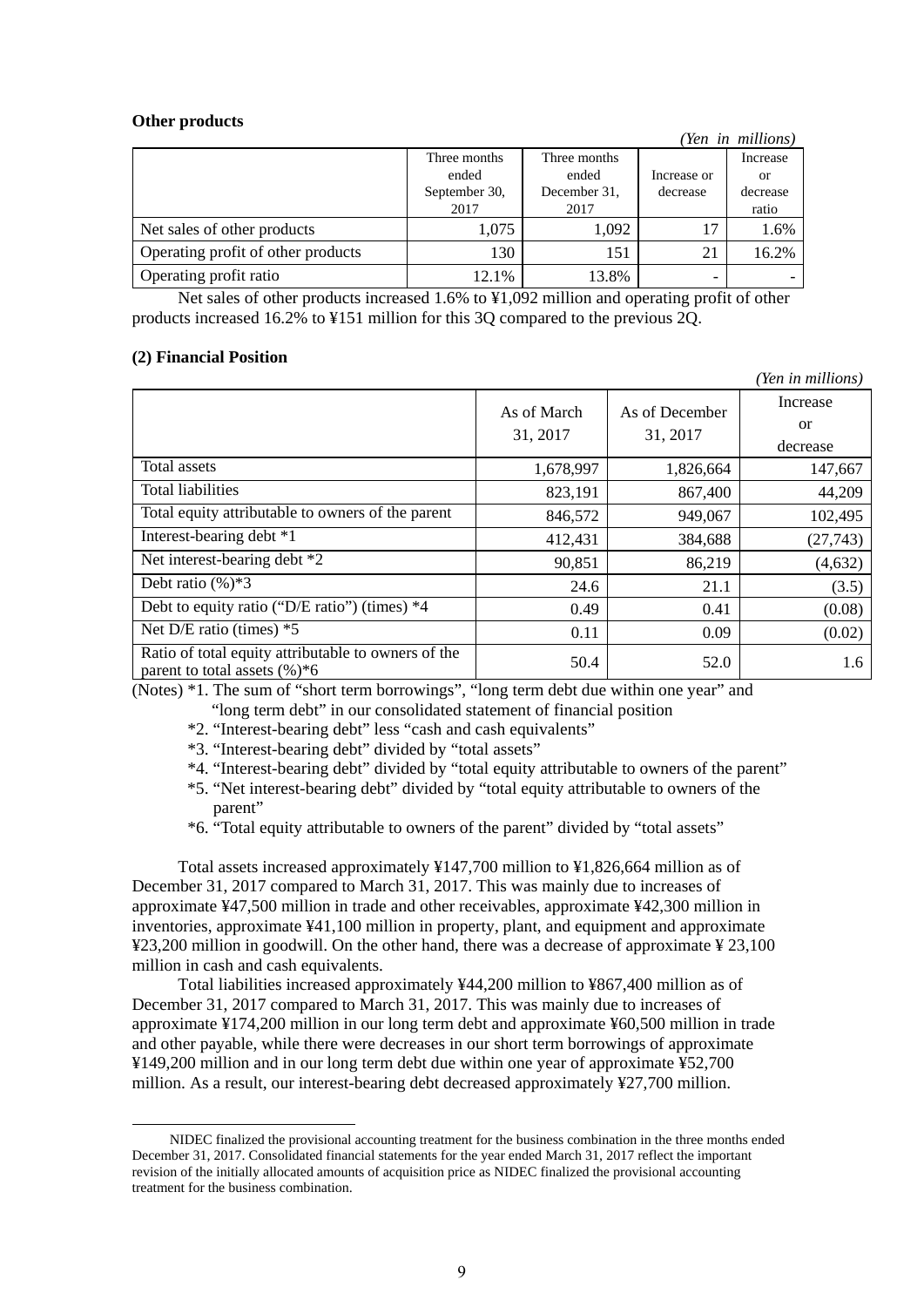**Other products**

*(Yen in millions)*

| | Three months ended September 30, 2017 | Three months ended December 31, 2017 | Increase or decrease | Increase or decrease ratio |
|---|---|---|---|---|
| Net sales of other products | 1,075 | 1,092 | 17 | 1.6% |
| Operating profit of other products | 130 | 151 | 21 | 16.2% |
| Operating profit ratio | 12.1% | 13.8% | - | - |

Net sales of other products increased 1.6% to ¥1,092 million and operating profit of other products increased 16.2% to ¥151 million for this 3Q compared to the previous 2Q.

**(2) Financial Position**

*(Yen in millions)*

| | As of March 31, 2017 | As of December 31, 2017 | Increase or decrease |
|---|---|---|---|
| Total assets | 1,678,997 | 1,826,664 | 147,667 |
| Total liabilities | 823,191 | 867,400 | 44,209 |
| Total equity attributable to owners of the parent | 846,572 | 949,067 | 102,495 |
| Interest-bearing debt *1 | 412,431 | 384,688 | (27,743) |
| Net interest-bearing debt *2 | 90,851 | 86,219 | (4,632) |
| Debt ratio (%)*3 | 24.6 | 21.1 | (3.5) |
| Debt to equity ratio ("D/E ratio") (times) *4 | 0.49 | 0.41 | (0.08) |
| Net D/E ratio (times) *5 | 0.11 | 0.09 | (0.02) |
| Ratio of total equity attributable to owners of the parent to total assets (%)*6 | 50.4 | 52.0 | 1.6 |

(Notes) *1. The sum of "short term borrowings", "long term debt due within one year" and "long term debt" in our consolidated statement of financial position

*2. "Interest-bearing debt" less "cash and cash equivalents"

*3. "Interest-bearing debt" divided by "total assets"

*4. "Interest-bearing debt" divided by "total equity attributable to owners of the parent"

*5. "Net interest-bearing debt" divided by "total equity attributable to owners of the parent"

*6. "Total equity attributable to owners of the parent" divided by "total assets"

Total assets increased approximately ¥147,700 million to ¥1,826,664 million as of December 31, 2017 compared to March 31, 2017. This was mainly due to increases of approximate ¥47,500 million in trade and other receivables, approximate ¥42,300 million in inventories, approximate ¥41,100 million in property, plant, and equipment and approximate ¥23,200 million in goodwill. On the other hand, there was a decrease of approximate ¥ 23,100 million in cash and cash equivalents.

Total liabilities increased approximately ¥44,200 million to ¥867,400 million as of December 31, 2017 compared to March 31, 2017. This was mainly due to increases of approximate ¥174,200 million in our long term debt and approximate ¥60,500 million in trade and other payable, while there were decreases in our short term borrowings of approximate ¥149,200 million and in our long term debt due within one year of approximate ¥52,700 million. As a result, our interest-bearing debt decreased approximately ¥27,700 million.

---

NIDEC finalized the provisional accounting treatment for the business combination in the three months ended December 31, 2017. Consolidated financial statements for the year ended March 31, 2017 reflect the important revision of the initially allocated amounts of acquisition price as NIDEC finalized the provisional accounting treatment for the business combination.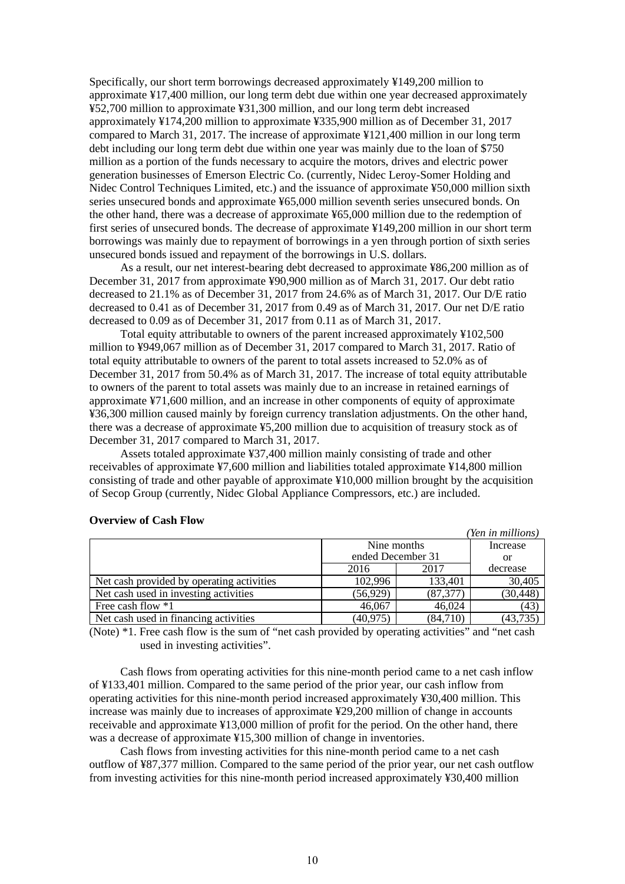Specifically, our short term borrowings decreased approximately ¥149,200 million to approximate ¥17,400 million, our long term debt due within one year decreased approximately ¥52,700 million to approximate ¥31,300 million, and our long term debt increased approximately ¥174,200 million to approximate ¥335,900 million as of December 31, 2017 compared to March 31, 2017. The increase of approximate ¥121,400 million in our long term debt including our long term debt due within one year was mainly due to the loan of $750 million as a portion of the funds necessary to acquire the motors, drives and electric power generation businesses of Emerson Electric Co. (currently, Nidec Leroy-Somer Holding and Nidec Control Techniques Limited, etc.) and the issuance of approximate ¥50,000 million sixth series unsecured bonds and approximate ¥65,000 million seventh series unsecured bonds. On the other hand, there was a decrease of approximate ¥65,000 million due to the redemption of first series of unsecured bonds. The decrease of approximate ¥149,200 million in our short term borrowings was mainly due to repayment of borrowings in a yen through portion of sixth series unsecured bonds issued and repayment of the borrowings in U.S. dollars.

As a result, our net interest-bearing debt decreased to approximate ¥86,200 million as of December 31, 2017 from approximate ¥90,900 million as of March 31, 2017. Our debt ratio decreased to 21.1% as of December 31, 2017 from 24.6% as of March 31, 2017. Our D/E ratio decreased to 0.41 as of December 31, 2017 from 0.49 as of March 31, 2017. Our net D/E ratio decreased to 0.09 as of December 31, 2017 from 0.11 as of March 31, 2017.

Total equity attributable to owners of the parent increased approximately ¥102,500 million to ¥949,067 million as of December 31, 2017 compared to March 31, 2017. Ratio of total equity attributable to owners of the parent to total assets increased to 52.0% as of December 31, 2017 from 50.4% as of March 31, 2017. The increase of total equity attributable to owners of the parent to total assets was mainly due to an increase in retained earnings of approximate ¥71,600 million, and an increase in other components of equity of approximate ¥36,300 million caused mainly by foreign currency translation adjustments. On the other hand, there was a decrease of approximate ¥5,200 million due to acquisition of treasury stock as of December 31, 2017 compared to March 31, 2017.

Assets totaled approximate ¥37,400 million mainly consisting of trade and other receivables of approximate ¥7,600 million and liabilities totaled approximate ¥14,800 million consisting of trade and other payable of approximate ¥10,000 million brought by the acquisition of Secop Group (currently, Nidec Global Appliance Compressors, etc.) are included.

**Overview of Cash Flow**

*(Yen in millions)*

| | Nine months ended December 31 | | Increase or decrease |
|---|---|---|---|
| | 2016 | 2017 | |
| Net cash provided by operating activities | 102,996 | 133,401 | 30,405 |
| Net cash used in investing activities | (56,929) | (87,377) | (30,448) |
| Free cash flow *1 | 46,067 | 46,024 | (43) |
| Net cash used in financing activities | (40,975) | (84,710) | (43,735) |

(Note) *1. Free cash flow is the sum of "net cash provided by operating activities" and "net cash used in investing activities".

Cash flows from operating activities for this nine-month period came to a net cash inflow of ¥133,401 million. Compared to the same period of the prior year, our cash inflow from operating activities for this nine-month period increased approximately ¥30,400 million. This increase was mainly due to increases of approximate ¥29,200 million of change in accounts receivable and approximate ¥13,000 million of profit for the period. On the other hand, there was a decrease of approximate ¥15,300 million of change in inventories.

Cash flows from investing activities for this nine-month period came to a net cash outflow of ¥87,377 million. Compared to the same period of the prior year, our net cash outflow from investing activities for this nine-month period increased approximately ¥30,400 million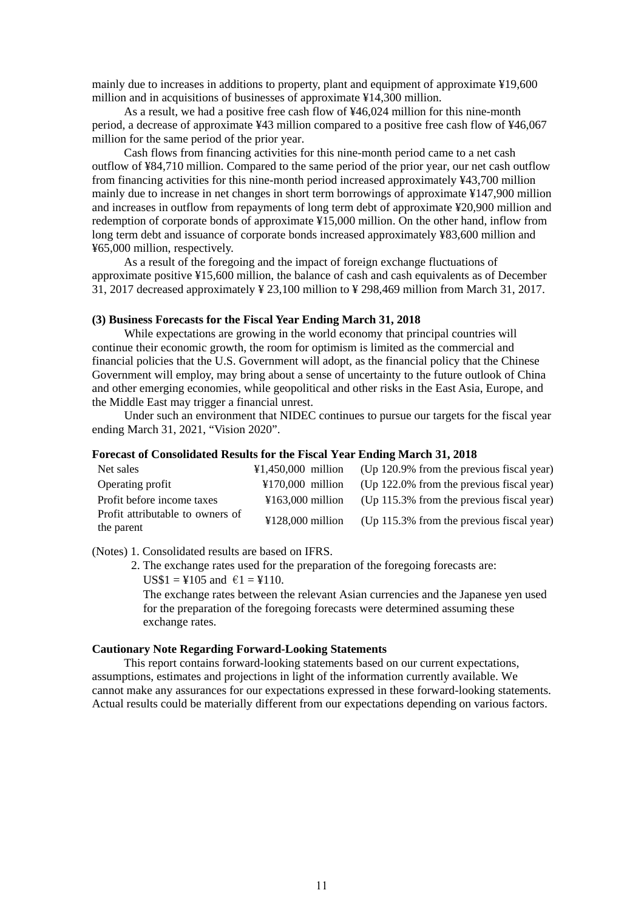mainly due to increases in additions to property, plant and equipment of approximate ¥19,600 million and in acquisitions of businesses of approximate ¥14,300 million.

As a result, we had a positive free cash flow of ¥46,024 million for this nine-month period, a decrease of approximate ¥43 million compared to a positive free cash flow of ¥46,067 million for the same period of the prior year.

Cash flows from financing activities for this nine-month period came to a net cash outflow of ¥84,710 million. Compared to the same period of the prior year, our net cash outflow from financing activities for this nine-month period increased approximately ¥43,700 million mainly due to increase in net changes in short term borrowings of approximate ¥147,900 million and increases in outflow from repayments of long term debt of approximate ¥20,900 million and redemption of corporate bonds of approximate ¥15,000 million. On the other hand, inflow from long term debt and issuance of corporate bonds increased approximately ¥83,600 million and ¥65,000 million, respectively.

As a result of the foregoing and the impact of foreign exchange fluctuations of approximate positive ¥15,600 million, the balance of cash and cash equivalents as of December 31, 2017 decreased approximately ¥ 23,100 million to ¥ 298,469 million from March 31, 2017.

**(3) Business Forecasts for the Fiscal Year Ending March 31, 2018**

While expectations are growing in the world economy that principal countries will continue their economic growth, the room for optimism is limited as the commercial and financial policies that the U.S. Government will adopt, as the financial policy that the Chinese Government will employ, may bring about a sense of uncertainty to the future outlook of China and other emerging economies, while geopolitical and other risks in the East Asia, Europe, and the Middle East may trigger a financial unrest.

Under such an environment that NIDEC continues to pursue our targets for the fiscal year ending March 31, 2021, “Vision 2020”.

**Forecast of Consolidated Results for the Fiscal Year Ending March 31, 2018**

| | | |
|---|---|---|
| Net sales | ¥1,450,000 million | (Up 120.9% from the previous fiscal year) |
| Operating profit | ¥170,000 million | (Up 122.0% from the previous fiscal year) |
| Profit before income taxes | ¥163,000 million | (Up 115.3% from the previous fiscal year) |
| Profit attributable to owners of the parent | ¥128,000 million | (Up 115.3% from the previous fiscal year) |

(Notes) 1. Consolidated results are based on IFRS.

2. The exchange rates used for the preparation of the foregoing forecasts are: US$1 = ¥105 and €1 = ¥110.
   The exchange rates between the relevant Asian currencies and the Japanese yen used for the preparation of the foregoing forecasts were determined assuming these exchange rates.

**Cautionary Note Regarding Forward-Looking Statements**

This report contains forward-looking statements based on our current expectations, assumptions, estimates and projections in light of the information currently available. We cannot make any assurances for our expectations expressed in these forward-looking statements. Actual results could be materially different from our expectations depending on various factors.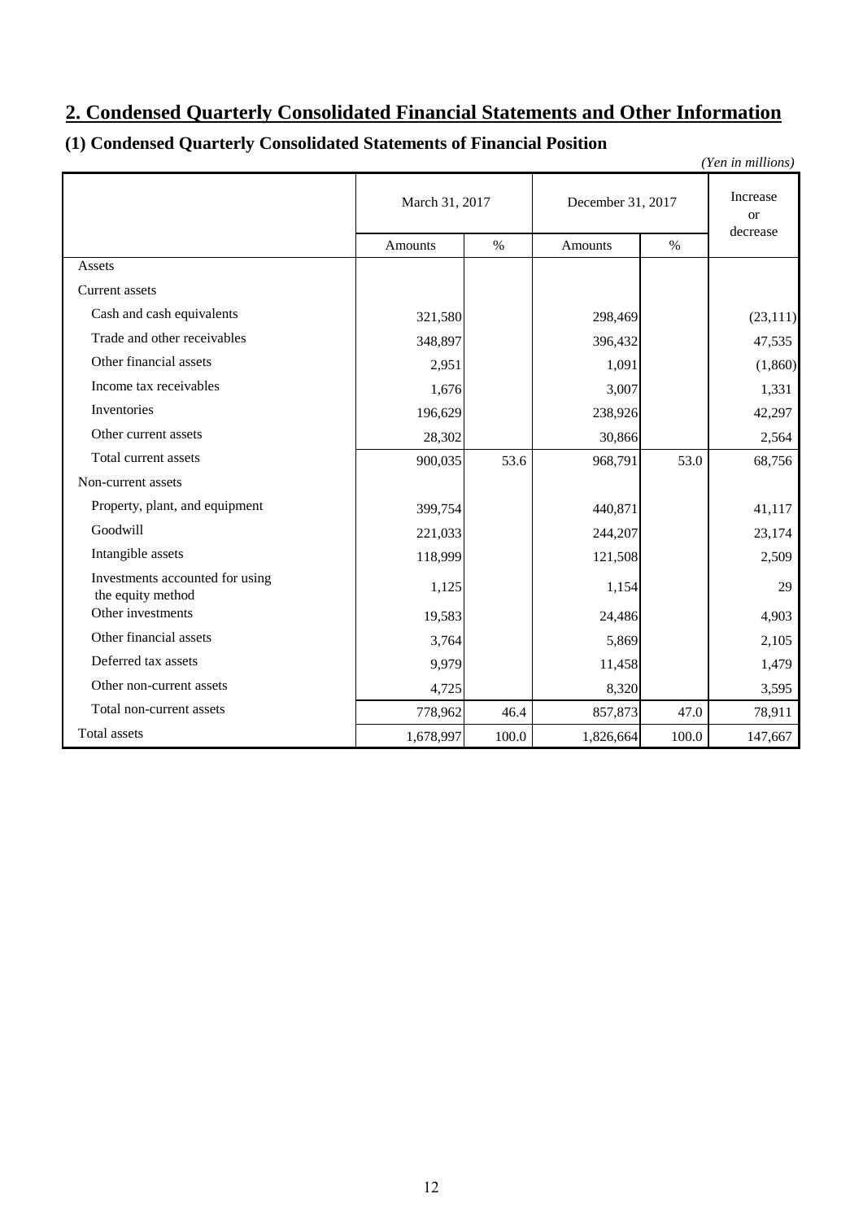## 2. Condensed Quarterly Consolidated Financial Statements and Other Information

### (1) Condensed Quarterly Consolidated Statements of Financial Position

*(Yen in millions)*

| | March 31, 2017 | | December 31, 2017 | | Increase or decrease |
|---|---|---|---|---|---|
| | Amounts | % | Amounts | % | |
| Assets | | | | | |
| Current assets | | | | | |
| Cash and cash equivalents | 321,580 | | 298,469 | | (23,111) |
| Trade and other receivables | 348,897 | | 396,432 | | 47,535 |
| Other financial assets | 2,951 | | 1,091 | | (1,860) |
| Income tax receivables | 1,676 | | 3,007 | | 1,331 |
| Inventories | 196,629 | | 238,926 | | 42,297 |
| Other current assets | 28,302 | | 30,866 | | 2,564 |
| Total current assets | 900,035 | 53.6 | 968,791 | 53.0 | 68,756 |
| Non-current assets | | | | | |
| Property, plant, and equipment | 399,754 | | 440,871 | | 41,117 |
| Goodwill | 221,033 | | 244,207 | | 23,174 |
| Intangible assets | 118,999 | | 121,508 | | 2,509 |
| Investments accounted for using the equity method | 1,125 | | 1,154 | | 29 |
| Other investments | 19,583 | | 24,486 | | 4,903 |
| Other financial assets | 3,764 | | 5,869 | | 2,105 |
| Deferred tax assets | 9,979 | | 11,458 | | 1,479 |
| Other non-current assets | 4,725 | | 8,320 | | 3,595 |
| Total non-current assets | 778,962 | 46.4 | 857,873 | 47.0 | 78,911 |
| Total assets | 1,678,997 | 100.0 | 1,826,664 | 100.0 | 147,667 |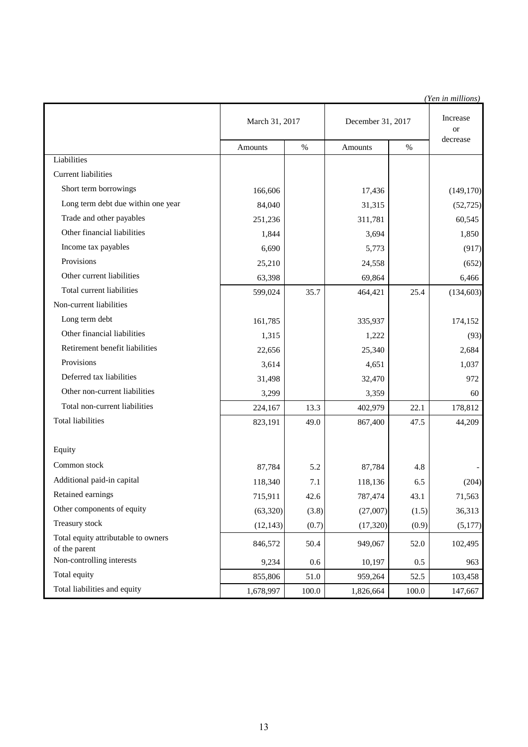*(Yen in millions)*

| | March 31, 2017 | | December 31, 2017 | | Increase or decrease |
|---|---|---|---|---|---|
| | Amounts | % | Amounts | % | |
| Liabilities | | | | | |
| Current liabilities | | | | | |
| Short term borrowings | 166,606 | | 17,436 | | (149,170) |
| Long term debt due within one year | 84,040 | | 31,315 | | (52,725) |
| Trade and other payables | 251,236 | | 311,781 | | 60,545 |
| Other financial liabilities | 1,844 | | 3,694 | | 1,850 |
| Income tax payables | 6,690 | | 5,773 | | (917) |
| Provisions | 25,210 | | 24,558 | | (652) |
| Other current liabilities | 63,398 | | 69,864 | | 6,466 |
| Total current liabilities | 599,024 | 35.7 | 464,421 | 25.4 | (134,603) |
| Non-current liabilities | | | | | |
| Long term debt | 161,785 | | 335,937 | | 174,152 |
| Other financial liabilities | 1,315 | | 1,222 | | (93) |
| Retirement benefit liabilities | 22,656 | | 25,340 | | 2,684 |
| Provisions | 3,614 | | 4,651 | | 1,037 |
| Deferred tax liabilities | 31,498 | | 32,470 | | 972 |
| Other non-current liabilities | 3,299 | | 3,359 | | 60 |
| Total non-current liabilities | 224,167 | 13.3 | 402,979 | 22.1 | 178,812 |
| Total liabilities | 823,191 | 49.0 | 867,400 | 47.5 | 44,209 |
| Equity | | | | | |
| Common stock | 87,784 | 5.2 | 87,784 | 4.8 | - |
| Additional paid-in capital | 118,340 | 7.1 | 118,136 | 6.5 | (204) |
| Retained earnings | 715,911 | 42.6 | 787,474 | 43.1 | 71,563 |
| Other components of equity | (63,320) | (3.8) | (27,007) | (1.5) | 36,313 |
| Treasury stock | (12,143) | (0.7) | (17,320) | (0.9) | (5,177) |
| Total equity attributable to owners of the parent | 846,572 | 50.4 | 949,067 | 52.0 | 102,495 |
| Non-controlling interests | 9,234 | 0.6 | 10,197 | 0.5 | 963 |
| Total equity | 855,806 | 51.0 | 959,264 | 52.5 | 103,458 |
| Total liabilities and equity | 1,678,997 | 100.0 | 1,826,664 | 100.0 | 147,667 |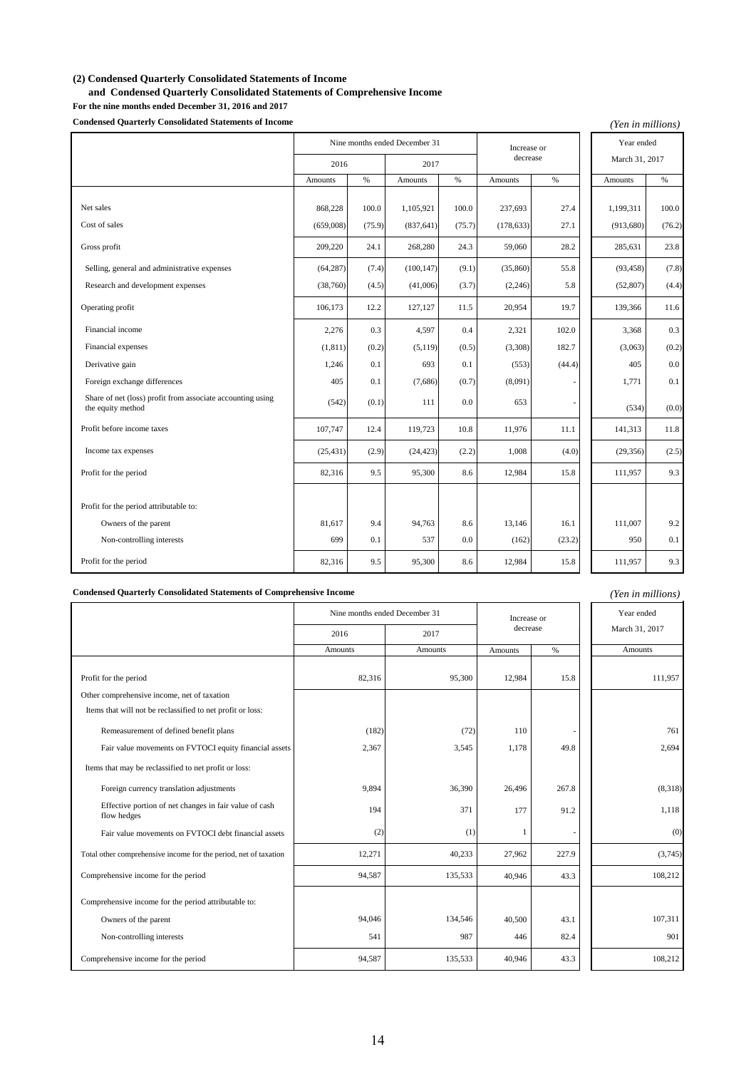**(2) Condensed Quarterly Consolidated Statements of Income**
**and Condensed Quarterly Consolidated Statements of Comprehensive Income**
**For the nine months ended December 31, 2016 and 2017**

**Condensed Quarterly Consolidated Statements of Income**

*(Yen in millions)*

| | Nine months ended December 31 | | | | Increase or decrease | | Year ended March 31, 2017 | |
|---|---|---|---|---|---|---|---|---|
| | 2016 | | 2017 | | | | | |
| | Amounts | % | Amounts | % | Amounts | % | Amounts | % |
| Net sales | 868,228 | 100.0 | 1,105,921 | 100.0 | 237,693 | 27.4 | 1,199,311 | 100.0 |
| Cost of sales | (659,008) | (75.9) | (837,641) | (75.7) | (178,633) | 27.1 | (913,680) | (76.2) |
| Gross profit | 209,220 | 24.1 | 268,280 | 24.3 | 59,060 | 28.2 | 285,631 | 23.8 |
| Selling, general and administrative expenses | (64,287) | (7.4) | (100,147) | (9.1) | (35,860) | 55.8 | (93,458) | (7.8) |
| Research and development expenses | (38,760) | (4.5) | (41,006) | (3.7) | (2,246) | 5.8 | (52,807) | (4.4) |
| Operating profit | 106,173 | 12.2 | 127,127 | 11.5 | 20,954 | 19.7 | 139,366 | 11.6 |
| Financial income | 2,276 | 0.3 | 4,597 | 0.4 | 2,321 | 102.0 | 3,368 | 0.3 |
| Financial expenses | (1,811) | (0.2) | (5,119) | (0.5) | (3,308) | 182.7 | (3,063) | (0.2) |
| Derivative gain | 1,246 | 0.1 | 693 | 0.1 | (553) | (44.4) | 405 | 0.0 |
| Foreign exchange differences | 405 | 0.1 | (7,686) | (0.7) | (8,091) | - | 1,771 | 0.1 |
| Share of net (loss) profit from associate accounting using the equity method | (542) | (0.1) | 111 | 0.0 | 653 | - | (534) | (0.0) |
| Profit before income taxes | 107,747 | 12.4 | 119,723 | 10.8 | 11,976 | 11.1 | 141,313 | 11.8 |
| Income tax expenses | (25,431) | (2.9) | (24,423) | (2.2) | 1,008 | (4.0) | (29,356) | (2.5) |
| Profit for the period | 82,316 | 9.5 | 95,300 | 8.6 | 12,984 | 15.8 | 111,957 | 9.3 |
| Profit for the period attributable to: | | | | | | | | |
| Owners of the parent | 81,617 | 9.4 | 94,763 | 8.6 | 13,146 | 16.1 | 111,007 | 9.2 |
| Non-controlling interests | 699 | 0.1 | 537 | 0.0 | (162) | (23.2) | 950 | 0.1 |
| Profit for the period | 82,316 | 9.5 | 95,300 | 8.6 | 12,984 | 15.8 | 111,957 | 9.3 |

**Condensed Quarterly Consolidated Statements of Comprehensive Income**

*(Yen in millions)*

| | Nine months ended December 31 | | Increase or decrease | | Year ended March 31, 2017 |
|---|---|---|---|---|---|
| | 2016 | 2017 | | | |
| | Amounts | Amounts | Amounts | % | Amounts |
| Profit for the period | 82,316 | 95,300 | 12,984 | 15.8 | 111,957 |
| Other comprehensive income, net of taxation | | | | | |
| Items that will not be reclassified to net profit or loss: | | | | | |
| Remeasurement of defined benefit plans | (182) | (72) | 110 | - | 761 |
| Fair value movements on FVTOCI equity financial assets | 2,367 | 3,545 | 1,178 | 49.8 | 2,694 |
| Items that may be reclassified to net profit or loss: | | | | | |
| Foreign currency translation adjustments | 9,894 | 36,390 | 26,496 | 267.8 | (8,318) |
| Effective portion of net changes in fair value of cash flow hedges | 194 | 371 | 177 | 91.2 | 1,118 |
| Fair value movements on FVTOCI debt financial assets | (2) | (1) | 1 | - | (0) |
| Total other comprehensive income for the period, net of taxation | 12,271 | 40,233 | 27,962 | 227.9 | (3,745) |
| Comprehensive income for the period | 94,587 | 135,533 | 40,946 | 43.3 | 108,212 |
| Comprehensive income for the period attributable to: | | | | | |
| Owners of the parent | 94,046 | 134,546 | 40,500 | 43.1 | 107,311 |
| Non-controlling interests | 541 | 987 | 446 | 82.4 | 901 |
| Comprehensive income for the period | 94,587 | 135,533 | 40,946 | 43.3 | 108,212 |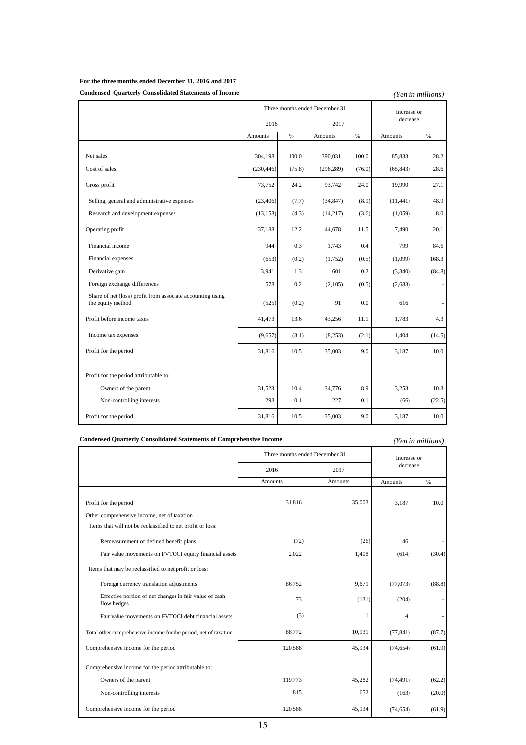**For the three months ended December 31, 2016 and 2017**

**Condensed Quarterly Consolidated Statements of Income**

*(Yen in millions)*

| | Three months ended December 31 | | | | Increase or decrease | |
|---|---|---|---|---|---|---|
| | 2016 | | 2017 | | | |
| | Amounts | % | Amounts | % | Amounts | % |
| Net sales | 304,198 | 100.0 | 390,031 | 100.0 | 85,833 | 28.2 |
| Cost of sales | (230,446) | (75.8) | (296,289) | (76.0) | (65,843) | 28.6 |
| Gross profit | 73,752 | 24.2 | 93,742 | 24.0 | 19,990 | 27.1 |
| Selling, general and administrative expenses | (23,406) | (7.7) | (34,847) | (8.9) | (11,441) | 48.9 |
| Research and development expenses | (13,158) | (4.3) | (14,217) | (3.6) | (1,059) | 8.0 |
| Operating profit | 37,188 | 12.2 | 44,678 | 11.5 | 7,490 | 20.1 |
| Financial income | 944 | 0.3 | 1,743 | 0.4 | 799 | 84.6 |
| Financial expenses | (653) | (0.2) | (1,752) | (0.5) | (1,099) | 168.3 |
| Derivative gain | 3,941 | 1.3 | 601 | 0.2 | (3,340) | (84.8) |
| Foreign exchange differences | 578 | 0.2 | (2,105) | (0.5) | (2,683) | - |
| Share of net (loss) profit from associate accounting using the equity method | (525) | (0.2) | 91 | 0.0 | 616 | - |
| Profit before income taxes | 41,473 | 13.6 | 43,256 | 11.1 | 1,783 | 4.3 |
| Income tax expenses | (9,657) | (3.1) | (8,253) | (2.1) | 1,404 | (14.5) |
| Profit for the period | 31,816 | 10.5 | 35,003 | 9.0 | 3,187 | 10.0 |
| Profit for the period attributable to: | | | | | | |
| Owners of the parent | 31,523 | 10.4 | 34,776 | 8.9 | 3,253 | 10.3 |
| Non-controlling interests | 293 | 0.1 | 227 | 0.1 | (66) | (22.5) |
| Profit for the period | 31,816 | 10.5 | 35,003 | 9.0 | 3,187 | 10.0 |

**Condensed Quarterly Consolidated Statements of Comprehensive Income**

*(Yen in millions)*

| | Three months ended December 31 | | Increase or decrease | |
|---|---|---|---|---|
| | 2016 | 2017 | | |
| | Amounts | Amounts | Amounts | % |
| Profit for the period | 31,816 | 35,003 | 3,187 | 10.0 |
| Other comprehensive income, net of taxation | | | | |
| Items that will not be reclassified to net profit or loss: | | | | |
| Remeasurement of defined benefit plans | (72) | (26) | 46 | - |
| Fair value movements on FVTOCI equity financial assets | 2,022 | 1,408 | (614) | (30.4) |
| Items that may be reclassified to net profit or loss: | | | | |
| Foreign currency translation adjustments | 86,752 | 9,679 | (77,073) | (88.8) |
| Effective portion of net changes in fair value of cash flow hedges | 73 | (131) | (204) | - |
| Fair value movements on FVTOCI debt financial assets | (3) | 1 | 4 | - |
| Total other comprehensive income for the period, net of taxation | 88,772 | 10,931 | (77,841) | (87.7) |
| Comprehensive income for the period | 120,588 | 45,934 | (74,654) | (61.9) |
| Comprehensive income for the period attributable to: | | | | |
| Owners of the parent | 119,773 | 45,282 | (74,491) | (62.2) |
| Non-controlling interests | 815 | 652 | (163) | (20.0) |
| Comprehensive income for the period | 120,588 | 45,934 | (74,654) | (61.9) |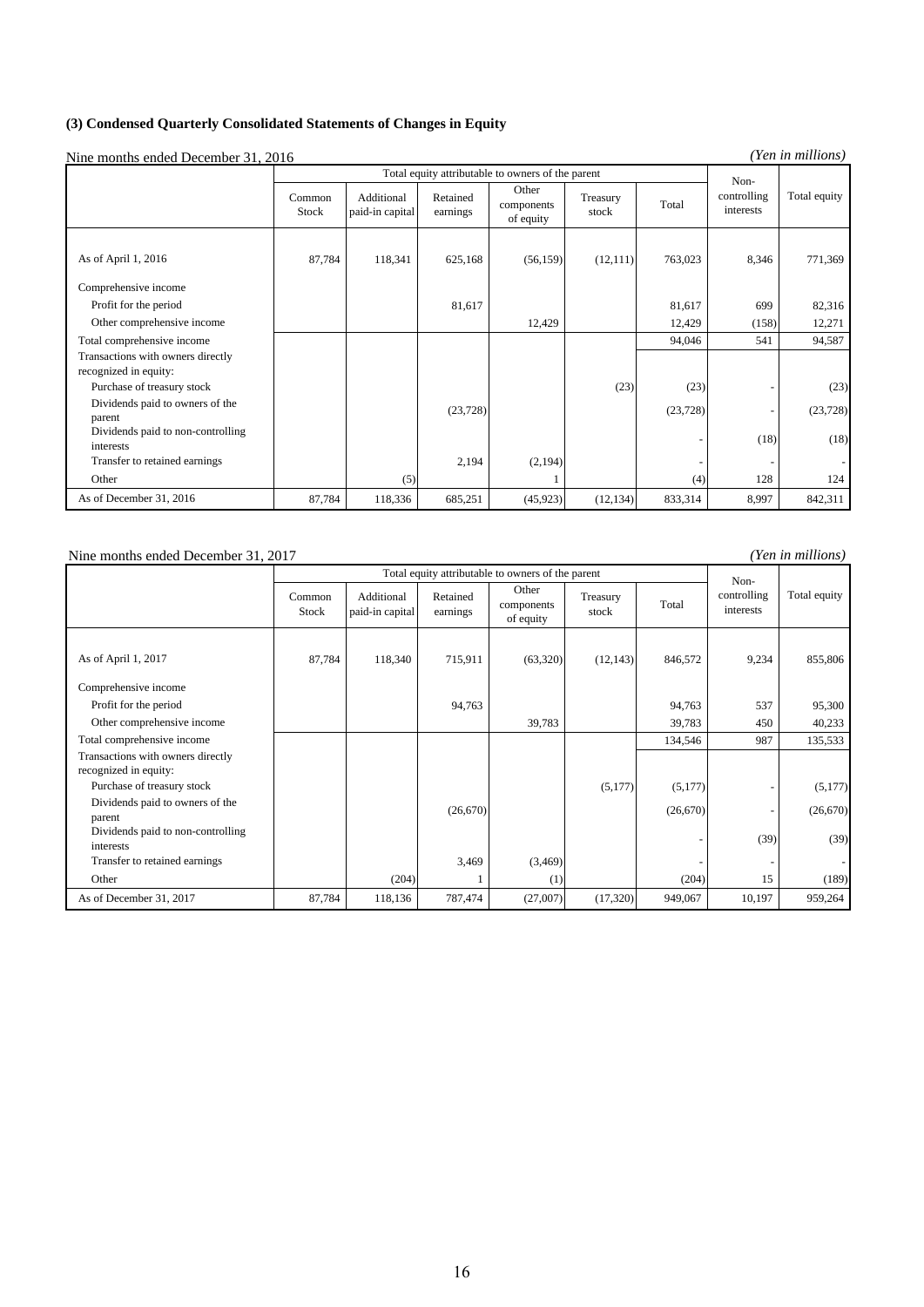### (3) Condensed Quarterly Consolidated Statements of Changes in Equity

Nine months ended December 31, 2016 *(Yen in millions)*

| | Total equity attributable to owners of the parent | | | | | | Non-controlling interests | Total equity |
|---|---|---|---|---|---|---|---|---|
| | Common Stock | Additional paid-in capital | Retained earnings | Other components of equity | Treasury stock | Total | | |
| As of April 1, 2016 | 87,784 | 118,341 | 625,168 | (56,159) | (12,111) | 763,023 | 8,346 | 771,369 |
| Comprehensive income | | | | | | | | |
| Profit for the period | | | 81,617 | | | 81,617 | 699 | 82,316 |
| Other comprehensive income | | | | 12,429 | | 12,429 | (158) | 12,271 |
| Total comprehensive income | | | | | | 94,046 | 541 | 94,587 |
| Transactions with owners directly recognized in equity: | | | | | | | | |
| Purchase of treasury stock | | | | | (23) | (23) | - | (23) |
| Dividends paid to owners of the parent | | | (23,728) | | | (23,728) | - | (23,728) |
| Dividends paid to non-controlling interests | | | | | | - | (18) | (18) |
| Transfer to retained earnings | | | 2,194 | (2,194) | | - | - | - |
| Other | | (5) | | 1 | | (4) | 128 | 124 |
| As of December 31, 2016 | 87,784 | 118,336 | 685,251 | (45,923) | (12,134) | 833,314 | 8,997 | 842,311 |

Nine months ended December 31, 2017 *(Yen in millions)*

| | Total equity attributable to owners of the parent | | | | | | Non-controlling interests | Total equity |
|---|---|---|---|---|---|---|---|---|
| | Common Stock | Additional paid-in capital | Retained earnings | Other components of equity | Treasury stock | Total | | |
| As of April 1, 2017 | 87,784 | 118,340 | 715,911 | (63,320) | (12,143) | 846,572 | 9,234 | 855,806 |
| Comprehensive income | | | | | | | | |
| Profit for the period | | | 94,763 | | | 94,763 | 537 | 95,300 |
| Other comprehensive income | | | | 39,783 | | 39,783 | 450 | 40,233 |
| Total comprehensive income | | | | | | 134,546 | 987 | 135,533 |
| Transactions with owners directly recognized in equity: | | | | | | | | |
| Purchase of treasury stock | | | | | (5,177) | (5,177) | - | (5,177) |
| Dividends paid to owners of the parent | | | (26,670) | | | (26,670) | - | (26,670) |
| Dividends paid to non-controlling interests | | | | | | - | (39) | (39) |
| Transfer to retained earnings | | | 3,469 | (3,469) | | - | - | - |
| Other | | (204) | 1 | (1) | | (204) | 15 | (189) |
| As of December 31, 2017 | 87,784 | 118,136 | 787,474 | (27,007) | (17,320) | 949,067 | 10,197 | 959,264 |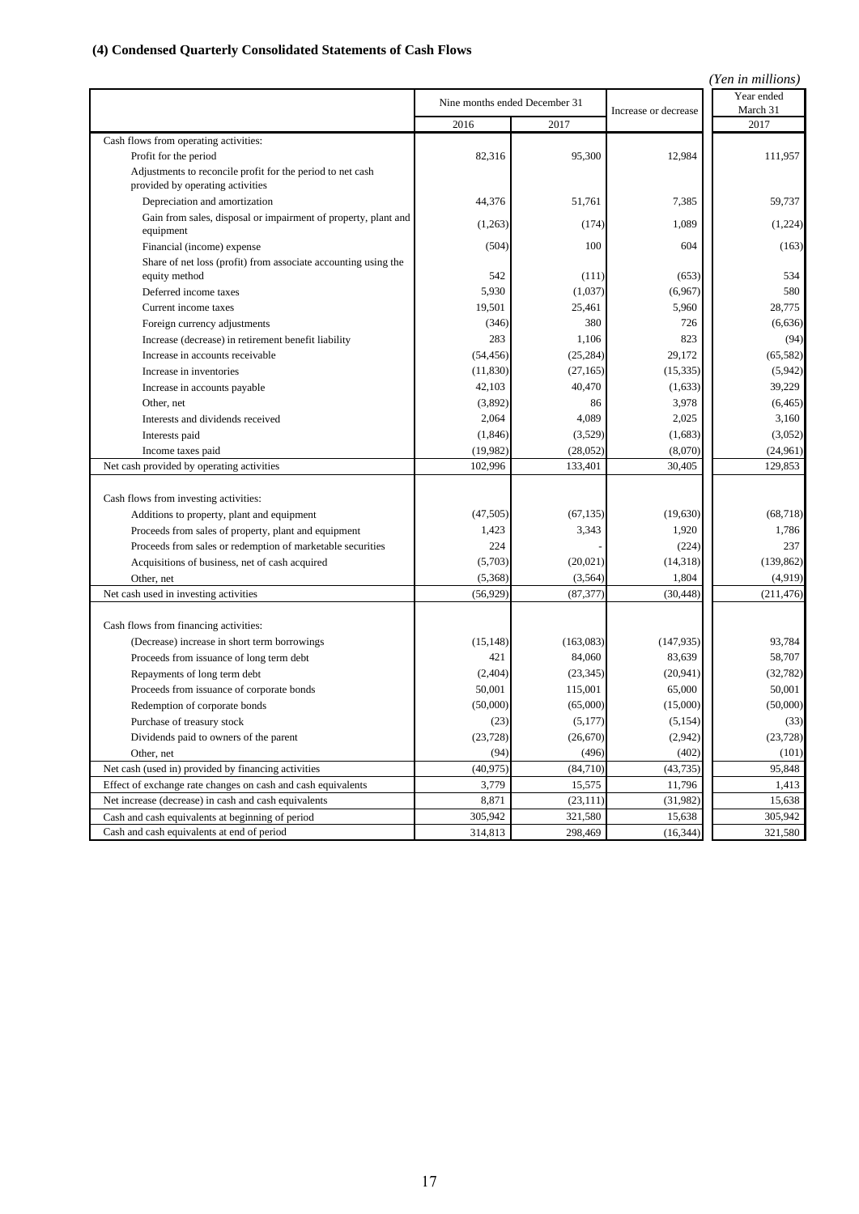### (4) Condensed Quarterly Consolidated Statements of Cash Flows

*(Yen in millions)*

| | Nine months ended December 31 | | Increase or decrease | Year ended March 31 |
|---|---|---|---|---|
| | 2016 | 2017 | | 2017 |
| Cash flows from operating activities: | | | | |
| Profit for the period | 82,316 | 95,300 | 12,984 | 111,957 |
| Adjustments to reconcile profit for the period to net cash provided by operating activities | | | | |
| Depreciation and amortization | 44,376 | 51,761 | 7,385 | 59,737 |
| Gain from sales, disposal or impairment of property, plant and equipment | (1,263) | (174) | 1,089 | (1,224) |
| Financial (income) expense | (504) | 100 | 604 | (163) |
| Share of net loss (profit) from associate accounting using the equity method | 542 | (111) | (653) | 534 |
| Deferred income taxes | 5,930 | (1,037) | (6,967) | 580 |
| Current income taxes | 19,501 | 25,461 | 5,960 | 28,775 |
| Foreign currency adjustments | (346) | 380 | 726 | (6,636) |
| Increase (decrease) in retirement benefit liability | 283 | 1,106 | 823 | (94) |
| Increase in accounts receivable | (54,456) | (25,284) | 29,172 | (65,582) |
| Increase in inventories | (11,830) | (27,165) | (15,335) | (5,942) |
| Increase in accounts payable | 42,103 | 40,470 | (1,633) | 39,229 |
| Other, net | (3,892) | 86 | 3,978 | (6,465) |
| Interests and dividends received | 2,064 | 4,089 | 2,025 | 3,160 |
| Interests paid | (1,846) | (3,529) | (1,683) | (3,052) |
| Income taxes paid | (19,982) | (28,052) | (8,070) | (24,961) |
| Net cash provided by operating activities | 102,996 | 133,401 | 30,405 | 129,853 |
| | | | | |
| Cash flows from investing activities: | | | | |
| Additions to property, plant and equipment | (47,505) | (67,135) | (19,630) | (68,718) |
| Proceeds from sales of property, plant and equipment | 1,423 | 3,343 | 1,920 | 1,786 |
| Proceeds from sales or redemption of marketable securities | 224 | - | (224) | 237 |
| Acquisitions of business, net of cash acquired | (5,703) | (20,021) | (14,318) | (139,862) |
| Other, net | (5,368) | (3,564) | 1,804 | (4,919) |
| Net cash used in investing activities | (56,929) | (87,377) | (30,448) | (211,476) |
| | | | | |
| Cash flows from financing activities: | | | | |
| (Decrease) increase in short term borrowings | (15,148) | (163,083) | (147,935) | 93,784 |
| Proceeds from issuance of long term debt | 421 | 84,060 | 83,639 | 58,707 |
| Repayments of long term debt | (2,404) | (23,345) | (20,941) | (32,782) |
| Proceeds from issuance of corporate bonds | 50,001 | 115,001 | 65,000 | 50,001 |
| Redemption of corporate bonds | (50,000) | (65,000) | (15,000) | (50,000) |
| Purchase of treasury stock | (23) | (5,177) | (5,154) | (33) |
| Dividends paid to owners of the parent | (23,728) | (26,670) | (2,942) | (23,728) |
| Other, net | (94) | (496) | (402) | (101) |
| Net cash (used in) provided by financing activities | (40,975) | (84,710) | (43,735) | 95,848 |
| Effect of exchange rate changes on cash and cash equivalents | 3,779 | 15,575 | 11,796 | 1,413 |
| Net increase (decrease) in cash and cash equivalents | 8,871 | (23,111) | (31,982) | 15,638 |
| Cash and cash equivalents at beginning of period | 305,942 | 321,580 | 15,638 | 305,942 |
| Cash and cash equivalents at end of period | 314,813 | 298,469 | (16,344) | 321,580 |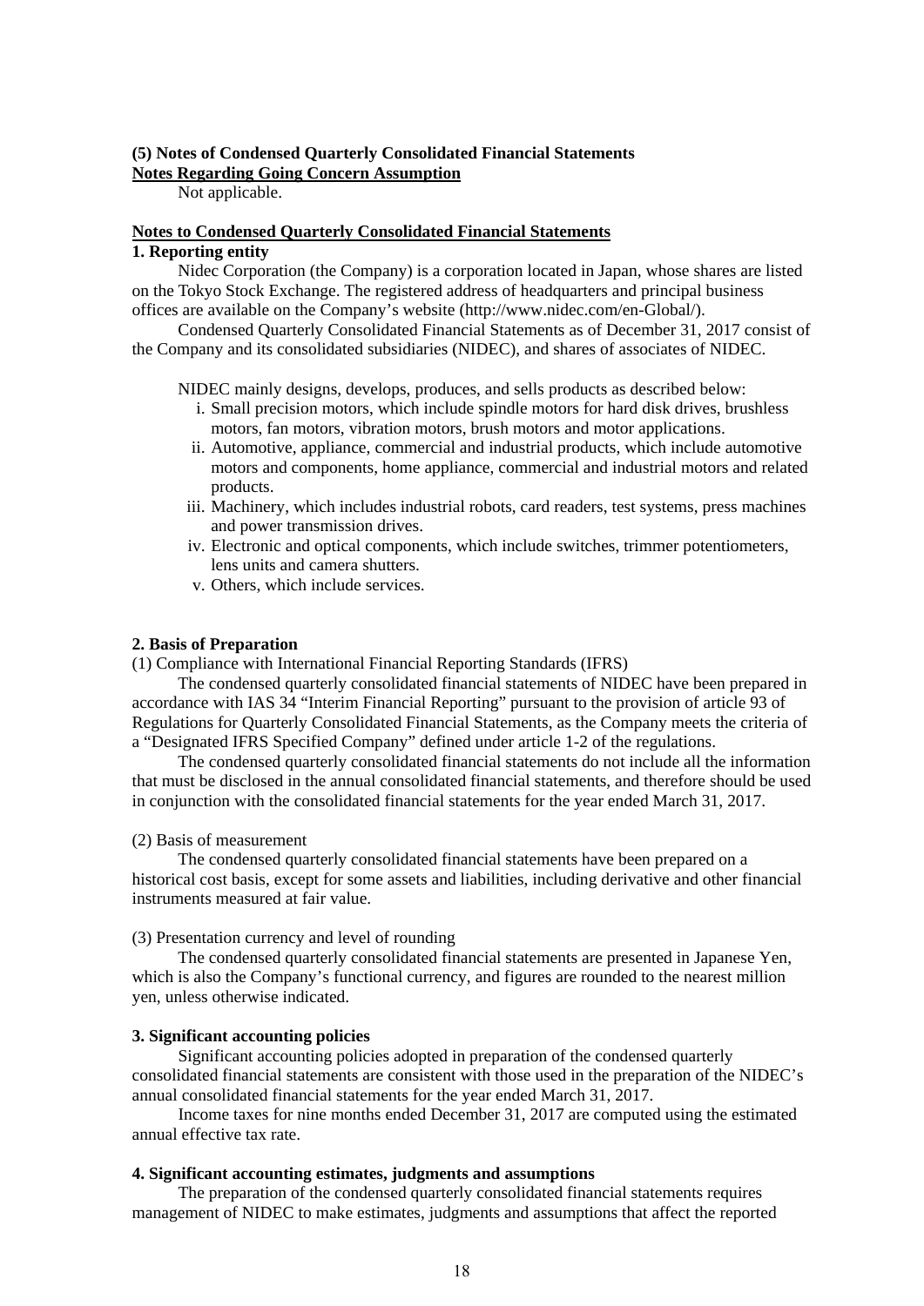**(5) Notes of Condensed Quarterly Consolidated Financial Statements**

**Notes Regarding Going Concern Assumption**

Not applicable.

**Notes to Condensed Quarterly Consolidated Financial Statements**

**1. Reporting entity**

Nidec Corporation (the Company) is a corporation located in Japan, whose shares are listed on the Tokyo Stock Exchange. The registered address of headquarters and principal business offices are available on the Company's website (http://www.nidec.com/en-Global/).

Condensed Quarterly Consolidated Financial Statements as of December 31, 2017 consist of the Company and its consolidated subsidiaries (NIDEC), and shares of associates of NIDEC.

NIDEC mainly designs, develops, produces, and sells products as described below:

i. Small precision motors, which include spindle motors for hard disk drives, brushless motors, fan motors, vibration motors, brush motors and motor applications.

ii. Automotive, appliance, commercial and industrial products, which include automotive motors and components, home appliance, commercial and industrial motors and related products.

iii. Machinery, which includes industrial robots, card readers, test systems, press machines and power transmission drives.

iv. Electronic and optical components, which include switches, trimmer potentiometers, lens units and camera shutters.

v. Others, which include services.

**2. Basis of Preparation**

(1) Compliance with International Financial Reporting Standards (IFRS)

The condensed quarterly consolidated financial statements of NIDEC have been prepared in accordance with IAS 34 "Interim Financial Reporting" pursuant to the provision of article 93 of Regulations for Quarterly Consolidated Financial Statements, as the Company meets the criteria of a "Designated IFRS Specified Company" defined under article 1-2 of the regulations.

The condensed quarterly consolidated financial statements do not include all the information that must be disclosed in the annual consolidated financial statements, and therefore should be used in conjunction with the consolidated financial statements for the year ended March 31, 2017.

(2) Basis of measurement

The condensed quarterly consolidated financial statements have been prepared on a historical cost basis, except for some assets and liabilities, including derivative and other financial instruments measured at fair value.

(3) Presentation currency and level of rounding

The condensed quarterly consolidated financial statements are presented in Japanese Yen, which is also the Company's functional currency, and figures are rounded to the nearest million yen, unless otherwise indicated.

**3. Significant accounting policies**

Significant accounting policies adopted in preparation of the condensed quarterly consolidated financial statements are consistent with those used in the preparation of the NIDEC's annual consolidated financial statements for the year ended March 31, 2017.

Income taxes for nine months ended December 31, 2017 are computed using the estimated annual effective tax rate.

**4. Significant accounting estimates, judgments and assumptions**

The preparation of the condensed quarterly consolidated financial statements requires management of NIDEC to make estimates, judgments and assumptions that affect the reported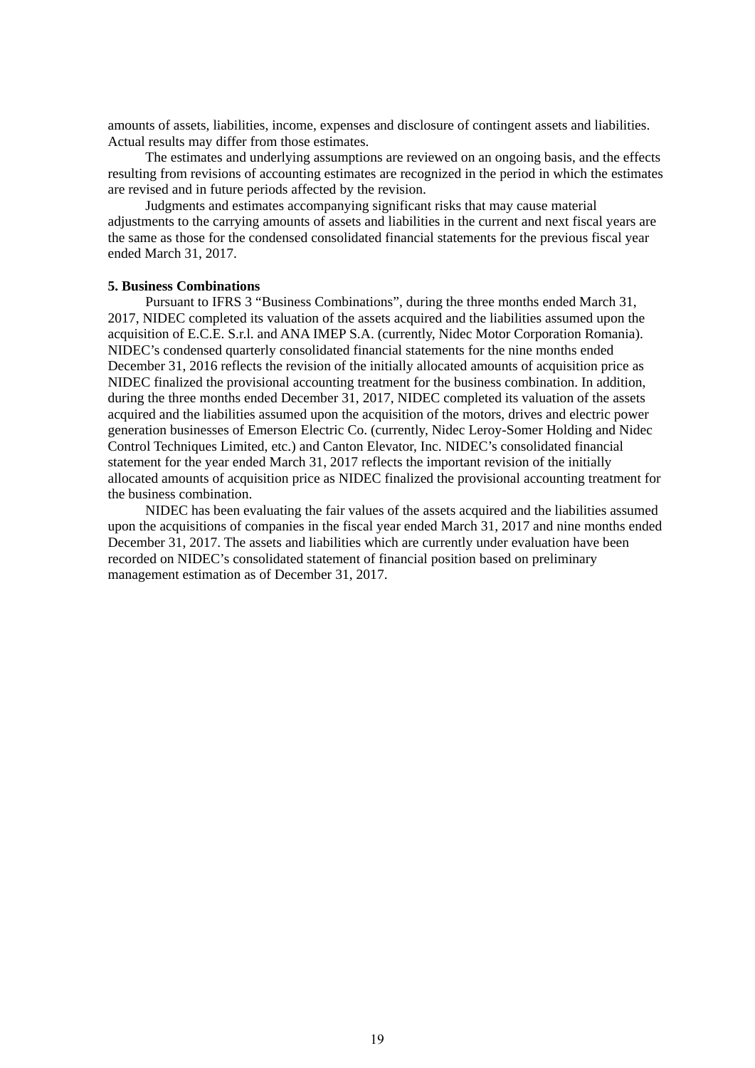amounts of assets, liabilities, income, expenses and disclosure of contingent assets and liabilities. Actual results may differ from those estimates.

The estimates and underlying assumptions are reviewed on an ongoing basis, and the effects resulting from revisions of accounting estimates are recognized in the period in which the estimates are revised and in future periods affected by the revision.

Judgments and estimates accompanying significant risks that may cause material adjustments to the carrying amounts of assets and liabilities in the current and next fiscal years are the same as those for the condensed consolidated financial statements for the previous fiscal year ended March 31, 2017.

**5. Business Combinations**

Pursuant to IFRS 3 “Business Combinations”, during the three months ended March 31, 2017, NIDEC completed its valuation of the assets acquired and the liabilities assumed upon the acquisition of E.C.E. S.r.l. and ANA IMEP S.A. (currently, Nidec Motor Corporation Romania). NIDEC’s condensed quarterly consolidated financial statements for the nine months ended December 31, 2016 reflects the revision of the initially allocated amounts of acquisition price as NIDEC finalized the provisional accounting treatment for the business combination. In addition, during the three months ended December 31, 2017, NIDEC completed its valuation of the assets acquired and the liabilities assumed upon the acquisition of the motors, drives and electric power generation businesses of Emerson Electric Co. (currently, Nidec Leroy-Somer Holding and Nidec Control Techniques Limited, etc.) and Canton Elevator, Inc. NIDEC’s consolidated financial statement for the year ended March 31, 2017 reflects the important revision of the initially allocated amounts of acquisition price as NIDEC finalized the provisional accounting treatment for the business combination.

NIDEC has been evaluating the fair values of the assets acquired and the liabilities assumed upon the acquisitions of companies in the fiscal year ended March 31, 2017 and nine months ended December 31, 2017. The assets and liabilities which are currently under evaluation have been recorded on NIDEC’s consolidated statement of financial position based on preliminary management estimation as of December 31, 2017.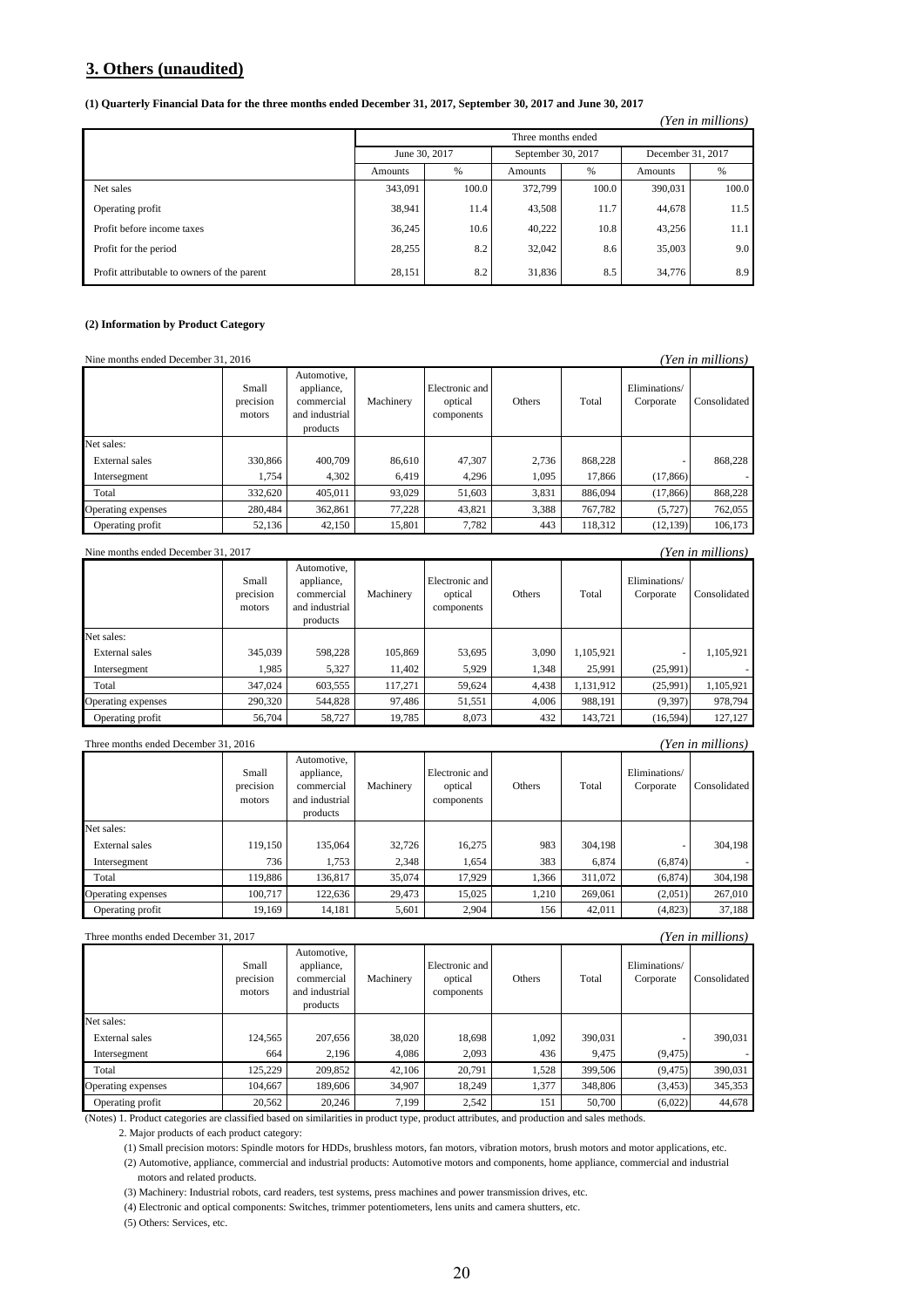## 3. Others (unaudited)

**(1) Quarterly Financial Data for the three months ended December 31, 2017, September 30, 2017 and June 30, 2017**

*(Yen in millions)*

| | Three months ended | | | | | |
|---|---|---|---|---|---|---|
| | June 30, 2017 | | September 30, 2017 | | December 31, 2017 | |
| | Amounts | % | Amounts | % | Amounts | % |
| Net sales | 343,091 | 100.0 | 372,799 | 100.0 | 390,031 | 100.0 |
| Operating profit | 38,941 | 11.4 | 43,508 | 11.7 | 44,678 | 11.5 |
| Profit before income taxes | 36,245 | 10.6 | 40,222 | 10.8 | 43,256 | 11.1 |
| Profit for the period | 28,255 | 8.2 | 32,042 | 8.6 | 35,003 | 9.0 |
| Profit attributable to owners of the parent | 28,151 | 8.2 | 31,836 | 8.5 | 34,776 | 8.9 |

**(2) Information by Product Category**

Nine months ended December 31, 2016 *(Yen in millions)*

| | Small precision motors | Automotive, appliance, commercial and industrial products | Machinery | Electronic and optical components | Others | Total | Eliminations/ Corporate | Consolidated |
|---|---|---|---|---|---|---|---|---|
| Net sales: | | | | | | | | |
| External sales | 330,866 | 400,709 | 86,610 | 47,307 | 2,736 | 868,228 | - | 868,228 |
| Intersegment | 1,754 | 4,302 | 6,419 | 4,296 | 1,095 | 17,866 | (17,866) | - |
| Total | 332,620 | 405,011 | 93,029 | 51,603 | 3,831 | 886,094 | (17,866) | 868,228 |
| Operating expenses | 280,484 | 362,861 | 77,228 | 43,821 | 3,388 | 767,782 | (5,727) | 762,055 |
| Operating profit | 52,136 | 42,150 | 15,801 | 7,782 | 443 | 118,312 | (12,139) | 106,173 |

Nine months ended December 31, 2017 *(Yen in millions)*

| | Small precision motors | Automotive, appliance, commercial and industrial products | Machinery | Electronic and optical components | Others | Total | Eliminations/ Corporate | Consolidated |
|---|---|---|---|---|---|---|---|---|
| Net sales: | | | | | | | | |
| External sales | 345,039 | 598,228 | 105,869 | 53,695 | 3,090 | 1,105,921 | - | 1,105,921 |
| Intersegment | 1,985 | 5,327 | 11,402 | 5,929 | 1,348 | 25,991 | (25,991) | - |
| Total | 347,024 | 603,555 | 117,271 | 59,624 | 4,438 | 1,131,912 | (25,991) | 1,105,921 |
| Operating expenses | 290,320 | 544,828 | 97,486 | 51,551 | 4,006 | 988,191 | (9,397) | 978,794 |
| Operating profit | 56,704 | 58,727 | 19,785 | 8,073 | 432 | 143,721 | (16,594) | 127,127 |

Three months ended December 31, 2016 *(Yen in millions)*

| | Small precision motors | Automotive, appliance, commercial and industrial products | Machinery | Electronic and optical components | Others | Total | Eliminations/ Corporate | Consolidated |
|---|---|---|---|---|---|---|---|---|
| Net sales: | | | | | | | | |
| External sales | 119,150 | 135,064 | 32,726 | 16,275 | 983 | 304,198 | - | 304,198 |
| Intersegment | 736 | 1,753 | 2,348 | 1,654 | 383 | 6,874 | (6,874) | - |
| Total | 119,886 | 136,817 | 35,074 | 17,929 | 1,366 | 311,072 | (6,874) | 304,198 |
| Operating expenses | 100,717 | 122,636 | 29,473 | 15,025 | 1,210 | 269,061 | (2,051) | 267,010 |
| Operating profit | 19,169 | 14,181 | 5,601 | 2,904 | 156 | 42,011 | (4,823) | 37,188 |

Three months ended December 31, 2017 *(Yen in millions)*

| | Small precision motors | Automotive, appliance, commercial and industrial products | Machinery | Electronic and optical components | Others | Total | Eliminations/ Corporate | Consolidated |
|---|---|---|---|---|---|---|---|---|
| Net sales: | | | | | | | | |
| External sales | 124,565 | 207,656 | 38,020 | 18,698 | 1,092 | 390,031 | - | 390,031 |
| Intersegment | 664 | 2,196 | 4,086 | 2,093 | 436 | 9,475 | (9,475) | - |
| Total | 125,229 | 209,852 | 42,106 | 20,791 | 1,528 | 399,506 | (9,475) | 390,031 |
| Operating expenses | 104,667 | 189,606 | 34,907 | 18,249 | 1,377 | 348,806 | (3,453) | 345,353 |
| Operating profit | 20,562 | 20,246 | 7,199 | 2,542 | 151 | 50,700 | (6,022) | 44,678 |

(Notes) 1. Product categories are classified based on similarities in product type, product attributes, and production and sales methods.

2. Major products of each product category:

(1) Small precision motors: Spindle motors for HDDs, brushless motors, fan motors, vibration motors, brush motors and motor applications, etc.

(2) Automotive, appliance, commercial and industrial products: Automotive motors and components, home appliance, commercial and industrial motors and related products.

(3) Machinery: Industrial robots, card readers, test systems, press machines and power transmission drives, etc.

(4) Electronic and optical components: Switches, trimmer potentiometers, lens units and camera shutters, etc.

(5) Others: Services, etc.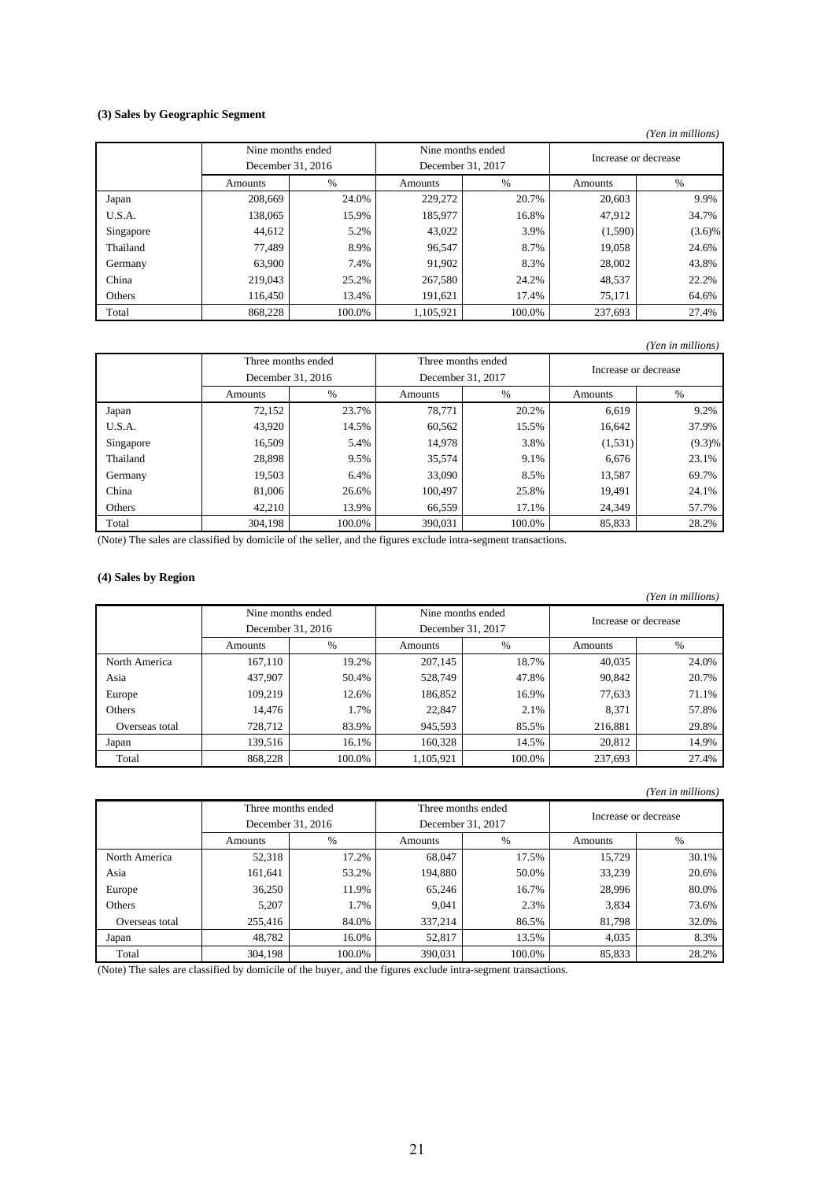### (3) Sales by Geographic Segment

*(Yen in millions)*

| | Nine months ended December 31, 2016 | | Nine months ended December 31, 2017 | | Increase or decrease | |
|---|---|---|---|---|---|---|
| | Amounts | % | Amounts | % | Amounts | % |
| Japan | 208,669 | 24.0% | 229,272 | 20.7% | 20,603 | 9.9% |
| U.S.A. | 138,065 | 15.9% | 185,977 | 16.8% | 47,912 | 34.7% |
| Singapore | 44,612 | 5.2% | 43,022 | 3.9% | (1,590) | (3.6)% |
| Thailand | 77,489 | 8.9% | 96,547 | 8.7% | 19,058 | 24.6% |
| Germany | 63,900 | 7.4% | 91,902 | 8.3% | 28,002 | 43.8% |
| China | 219,043 | 25.2% | 267,580 | 24.2% | 48,537 | 22.2% |
| Others | 116,450 | 13.4% | 191,621 | 17.4% | 75,171 | 64.6% |
| Total | 868,228 | 100.0% | 1,105,921 | 100.0% | 237,693 | 27.4% |

*(Yen in millions)*

| | Three months ended December 31, 2016 | | Three months ended December 31, 2017 | | Increase or decrease | |
|---|---|---|---|---|---|---|
| | Amounts | % | Amounts | % | Amounts | % |
| Japan | 72,152 | 23.7% | 78,771 | 20.2% | 6,619 | 9.2% |
| U.S.A. | 43,920 | 14.5% | 60,562 | 15.5% | 16,642 | 37.9% |
| Singapore | 16,509 | 5.4% | 14,978 | 3.8% | (1,531) | (9.3)% |
| Thailand | 28,898 | 9.5% | 35,574 | 9.1% | 6,676 | 23.1% |
| Germany | 19,503 | 6.4% | 33,090 | 8.5% | 13,587 | 69.7% |
| China | 81,006 | 26.6% | 100,497 | 25.8% | 19,491 | 24.1% |
| Others | 42,210 | 13.9% | 66,559 | 17.1% | 24,349 | 57.7% |
| Total | 304,198 | 100.0% | 390,031 | 100.0% | 85,833 | 28.2% |

(Note) The sales are classified by domicile of the seller, and the figures exclude intra-segment transactions.

### (4) Sales by Region

*(Yen in millions)*

| | Nine months ended December 31, 2016 | | Nine months ended December 31, 2017 | | Increase or decrease | |
|---|---|---|---|---|---|---|
| | Amounts | % | Amounts | % | Amounts | % |
| North America | 167,110 | 19.2% | 207,145 | 18.7% | 40,035 | 24.0% |
| Asia | 437,907 | 50.4% | 528,749 | 47.8% | 90,842 | 20.7% |
| Europe | 109,219 | 12.6% | 186,852 | 16.9% | 77,633 | 71.1% |
| Others | 14,476 | 1.7% | 22,847 | 2.1% | 8,371 | 57.8% |
| Overseas total | 728,712 | 83.9% | 945,593 | 85.5% | 216,881 | 29.8% |
| Japan | 139,516 | 16.1% | 160,328 | 14.5% | 20,812 | 14.9% |
| Total | 868,228 | 100.0% | 1,105,921 | 100.0% | 237,693 | 27.4% |

*(Yen in millions)*

| | Three months ended December 31, 2016 | | Three months ended December 31, 2017 | | Increase or decrease | |
|---|---|---|---|---|---|---|
| | Amounts | % | Amounts | % | Amounts | % |
| North America | 52,318 | 17.2% | 68,047 | 17.5% | 15,729 | 30.1% |
| Asia | 161,641 | 53.2% | 194,880 | 50.0% | 33,239 | 20.6% |
| Europe | 36,250 | 11.9% | 65,246 | 16.7% | 28,996 | 80.0% |
| Others | 5,207 | 1.7% | 9,041 | 2.3% | 3,834 | 73.6% |
| Overseas total | 255,416 | 84.0% | 337,214 | 86.5% | 81,798 | 32.0% |
| Japan | 48,782 | 16.0% | 52,817 | 13.5% | 4,035 | 8.3% |
| Total | 304,198 | 100.0% | 390,031 | 100.0% | 85,833 | 28.2% |

(Note) The sales are classified by domicile of the buyer, and the figures exclude intra-segment transactions.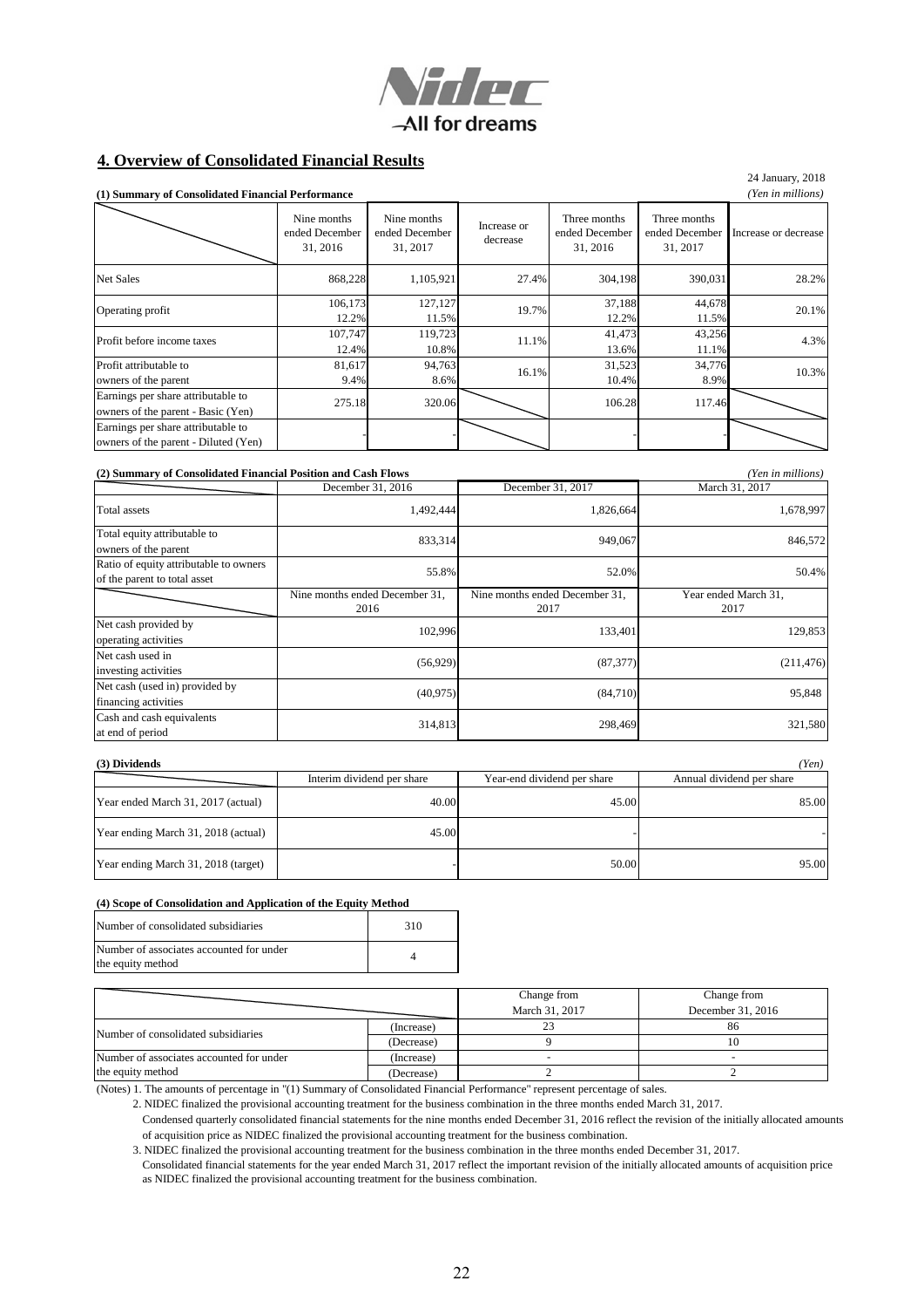Nidec
All for dreams

## 4. Overview of Consolidated Financial Results

24 January, 2018

**(1) Summary of Consolidated Financial Performance**

*(Yen in millions)*

| | Nine months ended December 31, 2016 | Nine months ended December 31, 2017 | Increase or decrease | Three months ended December 31, 2016 | Three months ended December 31, 2017 | Increase or decrease |
|---|---|---|---|---|---|---|
| Net Sales | 868,228 | 1,105,921 | 27.4% | 304,198 | 390,031 | 28.2% |
| Operating profit | 106,173<br>12.2% | 127,127<br>11.5% | 19.7% | 37,188<br>12.2% | 44,678<br>11.5% | 20.1% |
| Profit before income taxes | 107,747<br>12.4% | 119,723<br>10.8% | 11.1% | 41,473<br>13.6% | 43,256<br>11.1% | 4.3% |
| Profit attributable to owners of the parent | 81,617<br>9.4% | 94,763<br>8.6% | 16.1% | 31,523<br>10.4% | 34,776<br>8.9% | 10.3% |
| Earnings per share attributable to owners of the parent - Basic (Yen) | 275.18 | 320.06 | | 106.28 | 117.46 | |
| Earnings per share attributable to owners of the parent - Diluted (Yen) | - | - | | - | - | |

**(2) Summary of Consolidated Financial Position and Cash Flows**

*(Yen in millions)*

| | December 31, 2016 | December 31, 2017 | March 31, 2017 |
|---|---|---|---|
| Total assets | 1,492,444 | 1,826,664 | 1,678,997 |
| Total equity attributable to owners of the parent | 833,314 | 949,067 | 846,572 |
| Ratio of equity attributable to owners of the parent to total asset | 55.8% | 52.0% | 50.4% |
| | Nine months ended December 31, 2016 | Nine months ended December 31, 2017 | Year ended March 31, 2017 |
| Net cash provided by operating activities | 102,996 | 133,401 | 129,853 |
| Net cash used in investing activities | (56,929) | (87,377) | (211,476) |
| Net cash (used in) provided by financing activities | (40,975) | (84,710) | 95,848 |
| Cash and cash equivalents at end of period | 314,813 | 298,469 | 321,580 |

**(3) Dividends**

*(Yen)*

| | Interim dividend per share | Year-end dividend per share | Annual dividend per share |
|---|---|---|---|
| Year ended March 31, 2017 (actual) | 40.00 | 45.00 | 85.00 |
| Year ending March 31, 2018 (actual) | 45.00 | - | - |
| Year ending March 31, 2018 (target) | - | 50.00 | 95.00 |

**(4) Scope of Consolidation and Application of the Equity Method**

| | |
|---|---|
| Number of consolidated subsidiaries | 310 |
| Number of associates accounted for under the equity method | 4 |

| | | Change from March 31, 2017 | Change from December 31, 2016 |
|---|---|---|---|
| Number of consolidated subsidiaries | (Increase) | 23 | 86 |
| | (Decrease) | 9 | 10 |
| Number of associates accounted for under the equity method | (Increase) | - | - |
| | (Decrease) | 2 | 2 |

(Notes) 1. The amounts of percentage in "(1) Summary of Consolidated Financial Performance" represent percentage of sales.

2. NIDEC finalized the provisional accounting treatment for the business combination in the three months ended March 31, 2017.
Condensed quarterly consolidated financial statements for the nine months ended December 31, 2016 reflect the revision of the initially allocated amounts of acquisition price as NIDEC finalized the provisional accounting treatment for the business combination.

3. NIDEC finalized the provisional accounting treatment for the business combination in the three months ended December 31, 2017.
Consolidated financial statements for the year ended March 31, 2017 reflect the important revision of the initially allocated amounts of acquisition price as NIDEC finalized the provisional accounting treatment for the business combination.